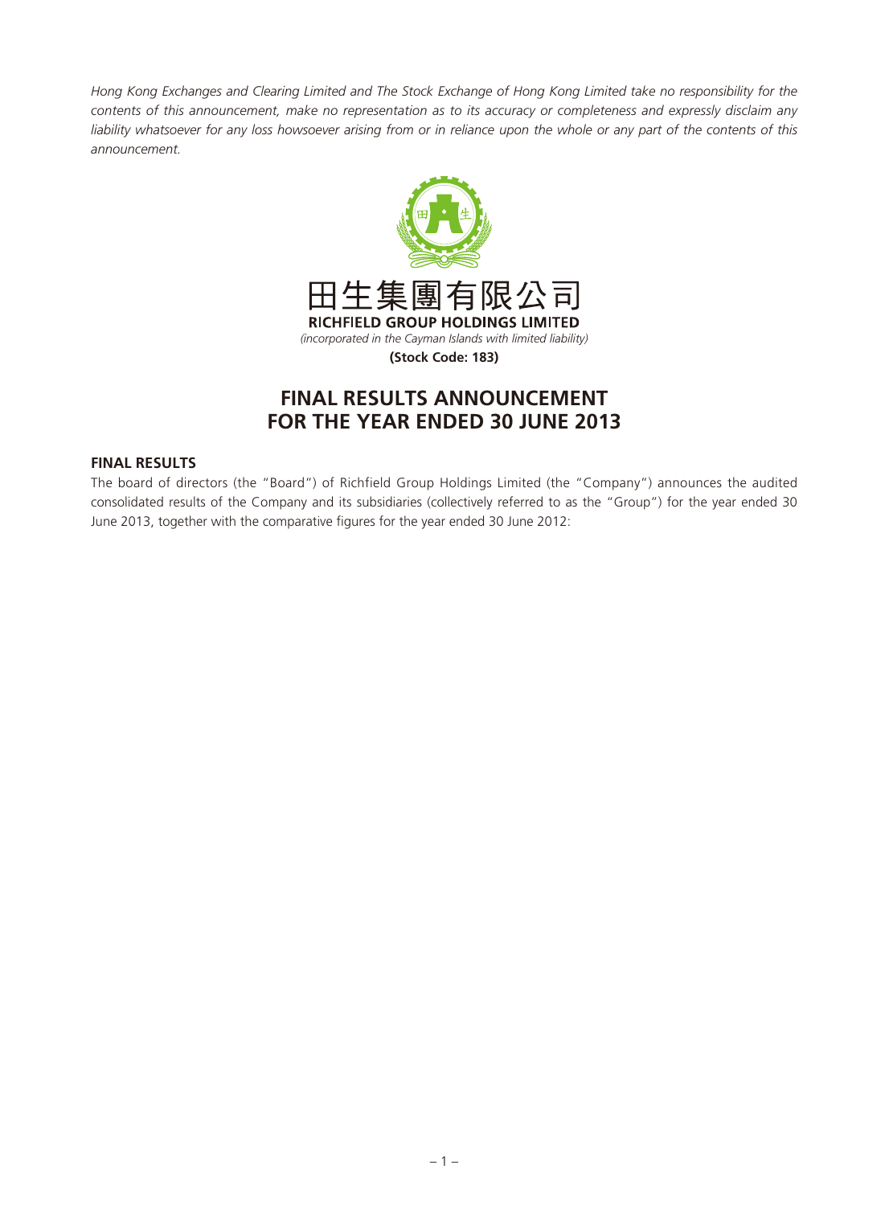*Hong Kong Exchanges and Clearing Limited and The Stock Exchange of Hong Kong Limited take no responsibility for the contents of this announcement, make no representation as to its accuracy or completeness and expressly disclaim any liability whatsoever for any loss howsoever arising from or in reliance upon the whole or any part of the contents of this announcement.*

田生集團有限公司

**RICHFIELD GROUP HOLDINGS LIMITED**

*(incorporated in the Cayman Islands with limited liability)*

**(Stock Code: 183)**

# FINAL RESULTS ANNOUNCEMENT FOR THE YEAR ENDED 30 JUNE 2013

## FINAL RESULTS

The board of directors (the "Board") of Richfield Group Holdings Limited (the "Company") announces the audited consolidated results of the Company and its subsidiaries (collectively referred to as the "Group") for the year ended 30 June 2013, together with the comparative figures for the year ended 30 June 2012: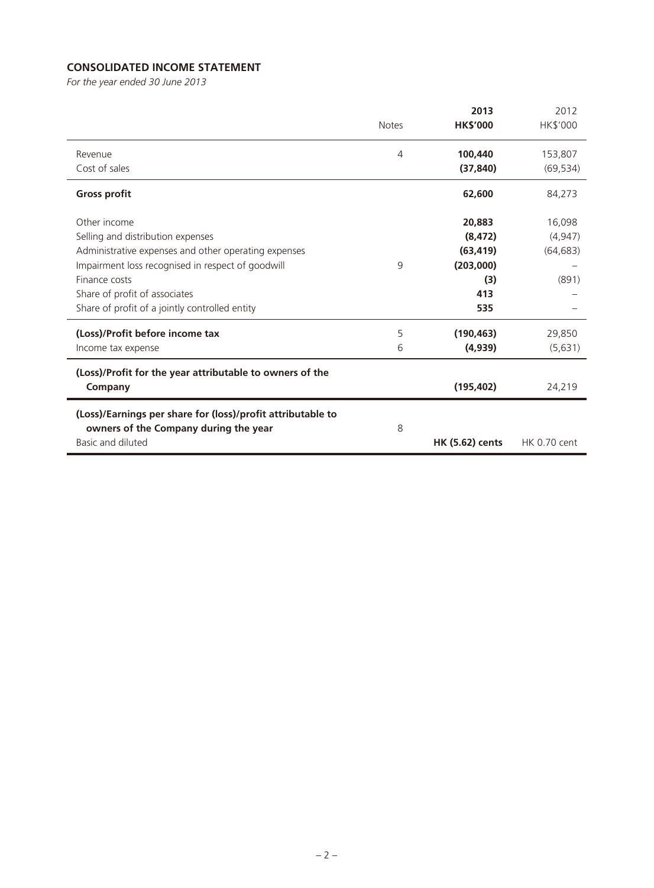## CONSOLIDATED INCOME STATEMENT

*For the year ended 30 June 2013*

| | Notes | 2013 HK$'000 | 2012 HK$'000 |
|---|---|---|---|
| Revenue | 4 | **100,440** | 153,807 |
| Cost of sales | | **(37,840)** | (69,534) |
| **Gross profit** | | **62,600** | 84,273 |
| Other income | | **20,883** | 16,098 |
| Selling and distribution expenses | | **(8,472)** | (4,947) |
| Administrative expenses and other operating expenses | | **(63,419)** | (64,683) |
| Impairment loss recognised in respect of goodwill | 9 | **(203,000)** | – |
| Finance costs | | **(3)** | (891) |
| Share of profit of associates | | **413** | – |
| Share of profit of a jointly controlled entity | | **535** | – |
| **(Loss)/Profit before income tax** | 5 | **(190,463)** | 29,850 |
| Income tax expense | 6 | **(4,939)** | (5,631) |
| **(Loss)/Profit for the year attributable to owners of the Company** | | **(195,402)** | 24,219 |
| **(Loss)/Earnings per share for (loss)/profit attributable to owners of the Company during the year** | 8 | | |
| Basic and diluted | | **HK (5.62) cents** | HK 0.70 cent |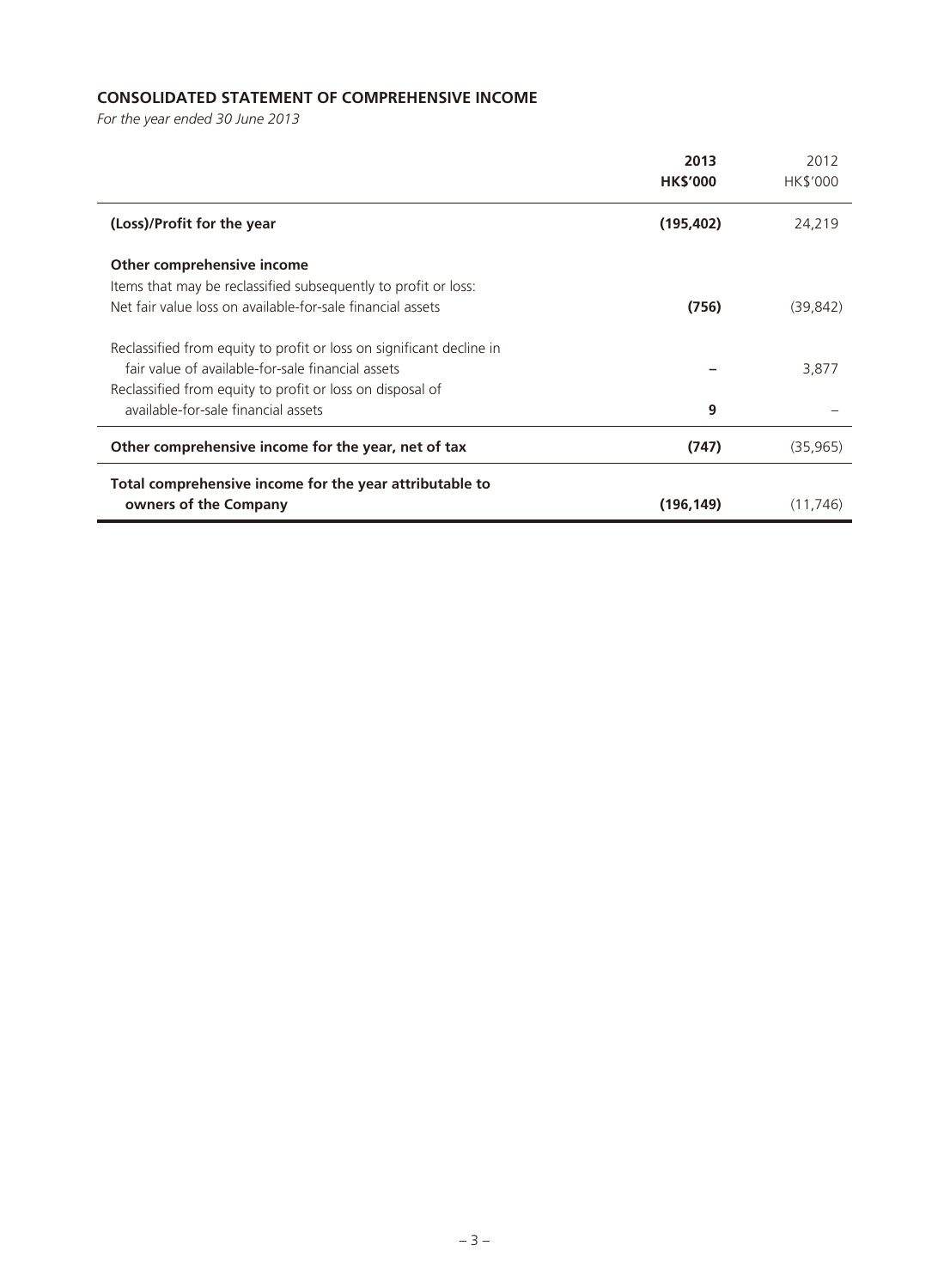## CONSOLIDATED STATEMENT OF COMPREHENSIVE INCOME

*For the year ended 30 June 2013*

| | 2013 HK$'000 | 2012 HK$'000 |
|---|---|---|
| **(Loss)/Profit for the year** | **(195,402)** | 24,219 |
| **Other comprehensive income** | | |
| Items that may be reclassified subsequently to profit or loss: | | |
| Net fair value loss on available-for-sale financial assets | **(756)** | (39,842) |
| Reclassified from equity to profit or loss on significant decline in fair value of available-for-sale financial assets | **–** | 3,877 |
| Reclassified from equity to profit or loss on disposal of available-for-sale financial assets | **9** | – |
| **Other comprehensive income for the year, net of tax** | **(747)** | (35,965) |
| **Total comprehensive income for the year attributable to owners of the Company** | **(196,149)** | (11,746) |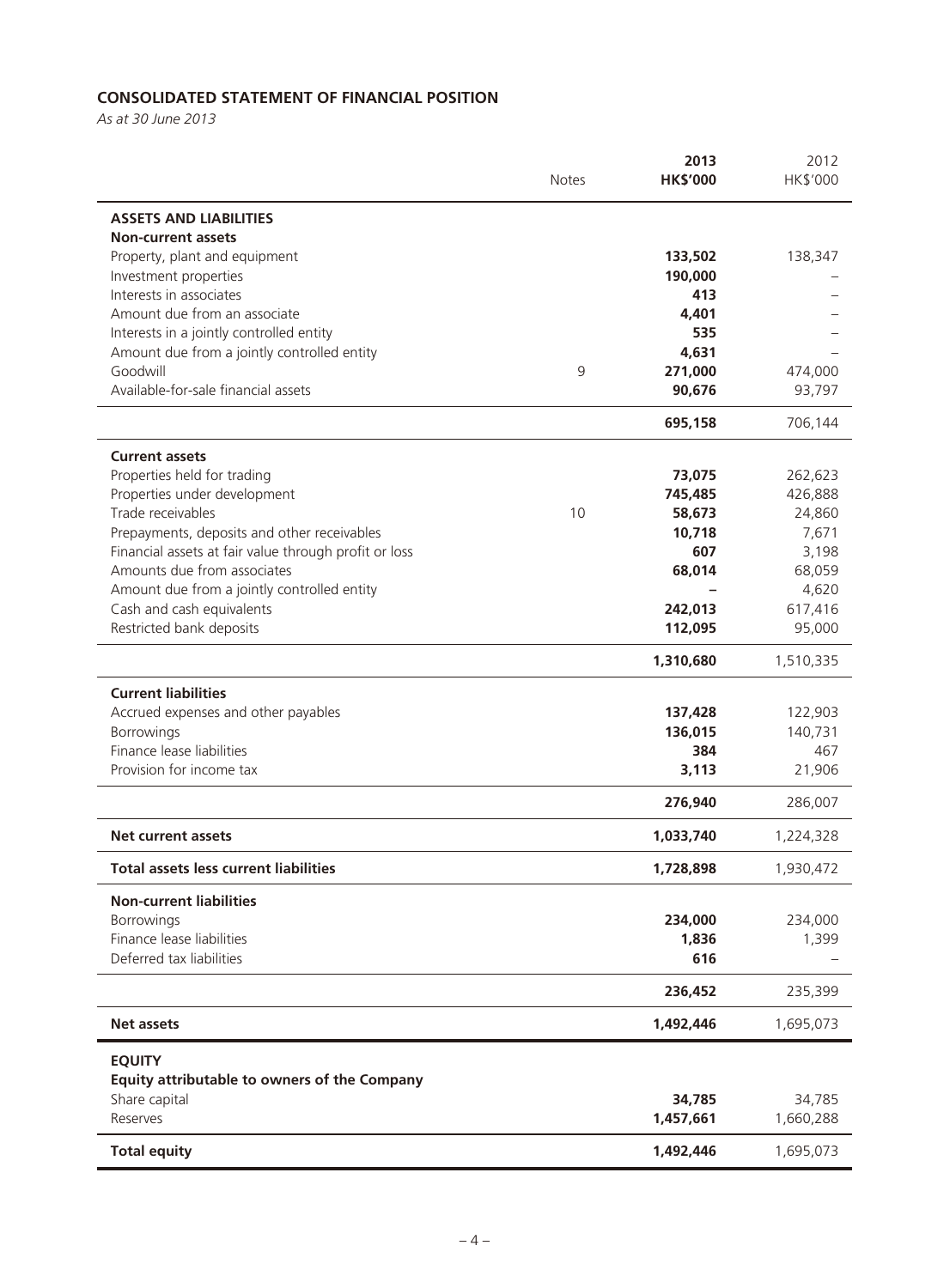**CONSOLIDATED STATEMENT OF FINANCIAL POSITION**

*As at 30 June 2013*

| | Notes | 2013<br>HK$'000 | 2012<br>HK$'000 |
|---|---|---|---|
| **ASSETS AND LIABILITIES** | | | |
| **Non-current assets** | | | |
| Property, plant and equipment | | **133,502** | 138,347 |
| Investment properties | | **190,000** | – |
| Interests in associates | | **413** | – |
| Amount due from an associate | | **4,401** | – |
| Interests in a jointly controlled entity | | **535** | – |
| Amount due from a jointly controlled entity | | **4,631** | – |
| Goodwill | 9 | **271,000** | 474,000 |
| Available-for-sale financial assets | | **90,676** | 93,797 |
| | | **695,158** | 706,144 |
| **Current assets** | | | |
| Properties held for trading | | **73,075** | 262,623 |
| Properties under development | | **745,485** | 426,888 |
| Trade receivables | 10 | **58,673** | 24,860 |
| Prepayments, deposits and other receivables | | **10,718** | 7,671 |
| Financial assets at fair value through profit or loss | | **607** | 3,198 |
| Amounts due from associates | | **68,014** | 68,059 |
| Amount due from a jointly controlled entity | | **–** | 4,620 |
| Cash and cash equivalents | | **242,013** | 617,416 |
| Restricted bank deposits | | **112,095** | 95,000 |
| | | **1,310,680** | 1,510,335 |
| **Current liabilities** | | | |
| Accrued expenses and other payables | | **137,428** | 122,903 |
| Borrowings | | **136,015** | 140,731 |
| Finance lease liabilities | | **384** | 467 |
| Provision for income tax | | **3,113** | 21,906 |
| | | **276,940** | 286,007 |
| **Net current assets** | | **1,033,740** | 1,224,328 |
| **Total assets less current liabilities** | | **1,728,898** | 1,930,472 |
| **Non-current liabilities** | | | |
| Borrowings | | **234,000** | 234,000 |
| Finance lease liabilities | | **1,836** | 1,399 |
| Deferred tax liabilities | | **616** | – |
| | | **236,452** | 235,399 |
| **Net assets** | | **1,492,446** | 1,695,073 |
| **EQUITY** | | | |
| **Equity attributable to owners of the Company** | | | |
| Share capital | | **34,785** | 34,785 |
| Reserves | | **1,457,661** | 1,660,288 |
| **Total equity** | | **1,492,446** | 1,695,073 |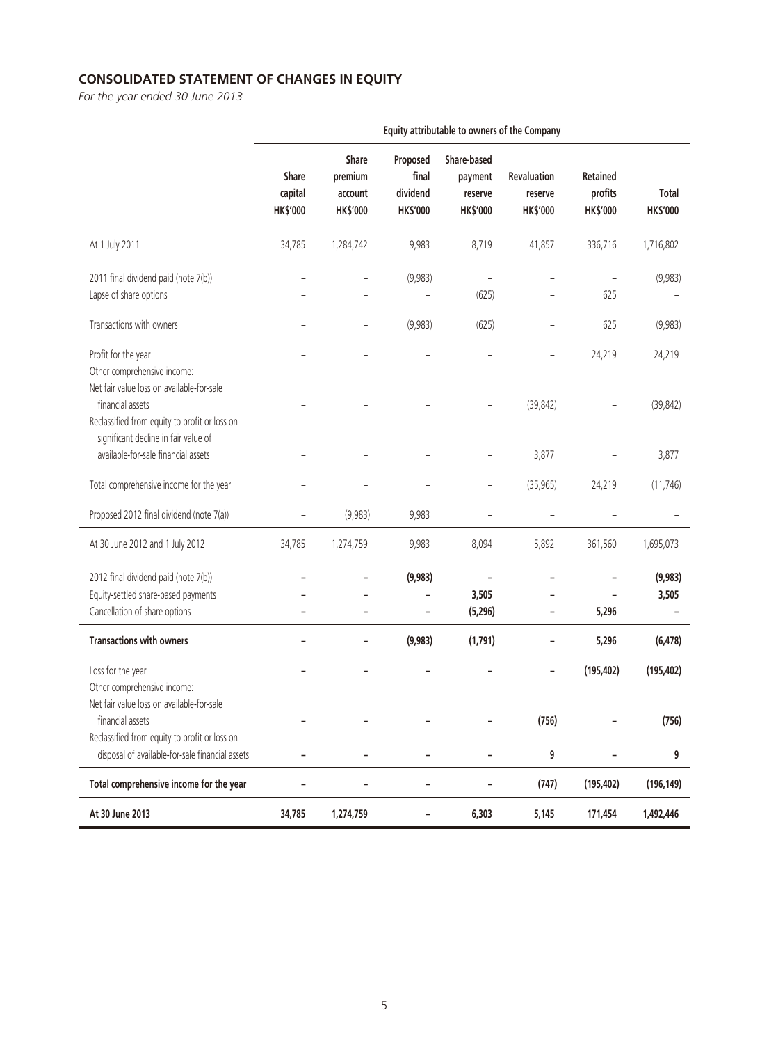## CONSOLIDATED STATEMENT OF CHANGES IN EQUITY

*For the year ended 30 June 2013*

| | Equity attributable to owners of the Company | | | | | | |
|---|---|---|---|---|---|---|---|
| | Share capital HK$'000 | Share premium account HK$'000 | Proposed final dividend HK$'000 | Share-based payment reserve HK$'000 | Revaluation reserve HK$'000 | Retained profits HK$'000 | Total HK$'000 |
| At 1 July 2011 | 34,785 | 1,284,742 | 9,983 | 8,719 | 41,857 | 336,716 | 1,716,802 |
| 2011 final dividend paid (note 7(b)) | – | – | (9,983) | – | – | – | (9,983) |
| Lapse of share options | – | – | – | (625) | – | 625 | – |
| Transactions with owners | – | – | (9,983) | (625) | – | 625 | (9,983) |
| Profit for the year | – | – | – | – | – | 24,219 | 24,219 |
| Other comprehensive income: | | | | | | | |
| Net fair value loss on available-for-sale financial assets | – | – | – | – | (39,842) | – | (39,842) |
| Reclassified from equity to profit or loss on significant decline in fair value of available-for-sale financial assets | – | – | – | – | 3,877 | – | 3,877 |
| Total comprehensive income for the year | – | – | – | – | (35,965) | 24,219 | (11,746) |
| Proposed 2012 final dividend (note 7(a)) | – | (9,983) | 9,983 | – | – | – | – |
| At 30 June 2012 and 1 July 2012 | 34,785 | 1,274,759 | 9,983 | 8,094 | 5,892 | 361,560 | 1,695,073 |
| 2012 final dividend paid (note 7(b)) | **–** | **–** | **(9,983)** | **–** | **–** | **–** | **(9,983)** |
| Equity-settled share-based payments | **–** | **–** | **–** | **3,505** | **–** | **–** | **3,505** |
| Cancellation of share options | **–** | **–** | **–** | **(5,296)** | **–** | **5,296** | **–** |
| **Transactions with owners** | **–** | **–** | **(9,983)** | **(1,791)** | **–** | **5,296** | **(6,478)** |
| Loss for the year | **–** | **–** | **–** | **–** | **–** | **(195,402)** | **(195,402)** |
| Other comprehensive income: | | | | | | | |
| Net fair value loss on available-for-sale financial assets | **–** | **–** | **–** | **–** | **(756)** | **–** | **(756)** |
| Reclassified from equity to profit or loss on disposal of available-for-sale financial assets | **–** | **–** | **–** | **–** | **9** | **–** | **9** |
| **Total comprehensive income for the year** | **–** | **–** | **–** | **–** | **(747)** | **(195,402)** | **(196,149)** |
| **At 30 June 2013** | **34,785** | **1,274,759** | **–** | **6,303** | **5,145** | **171,454** | **1,492,446** |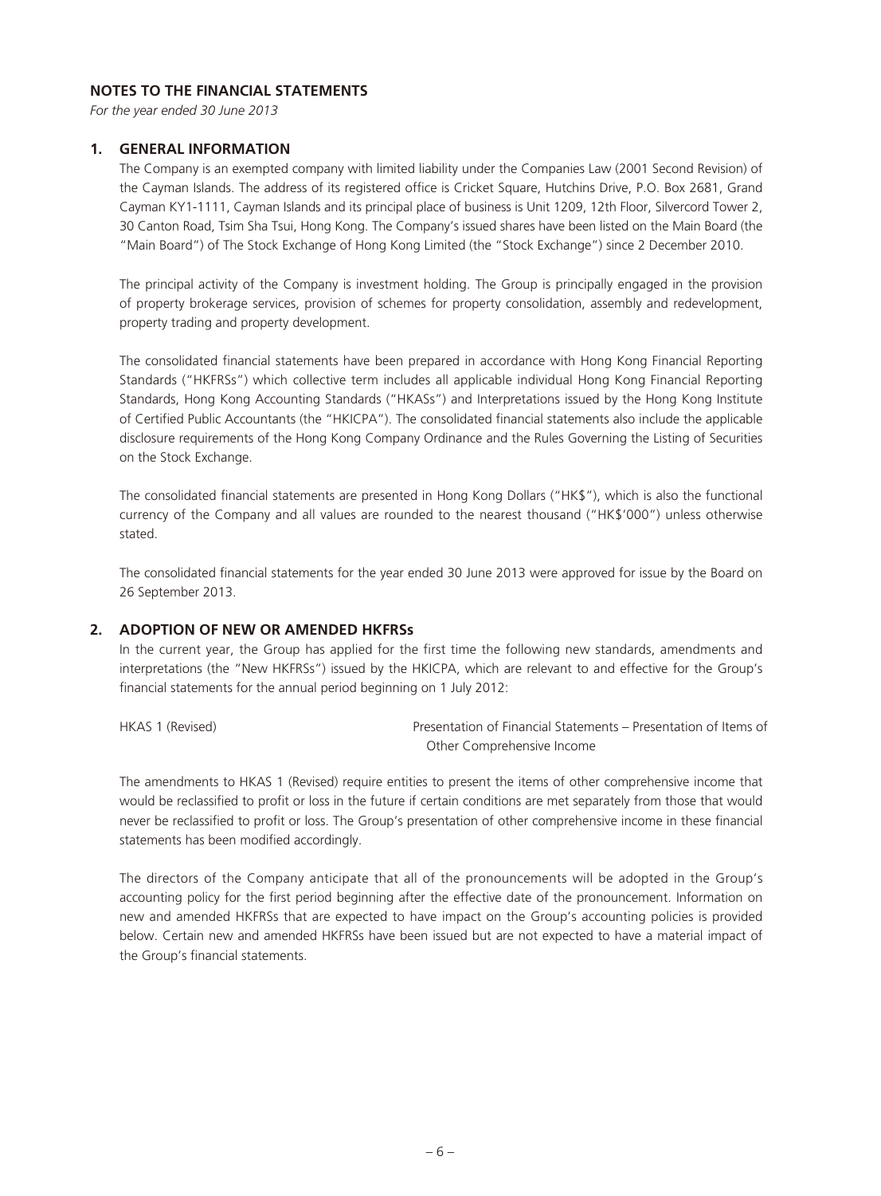## NOTES TO THE FINANCIAL STATEMENTS

*For the year ended 30 June 2013*

### 1. GENERAL INFORMATION

The Company is an exempted company with limited liability under the Companies Law (2001 Second Revision) of the Cayman Islands. The address of its registered office is Cricket Square, Hutchins Drive, P.O. Box 2681, Grand Cayman KY1-1111, Cayman Islands and its principal place of business is Unit 1209, 12th Floor, Silvercord Tower 2, 30 Canton Road, Tsim Sha Tsui, Hong Kong. The Company's issued shares have been listed on the Main Board (the "Main Board") of The Stock Exchange of Hong Kong Limited (the "Stock Exchange") since 2 December 2010.

The principal activity of the Company is investment holding. The Group is principally engaged in the provision of property brokerage services, provision of schemes for property consolidation, assembly and redevelopment, property trading and property development.

The consolidated financial statements have been prepared in accordance with Hong Kong Financial Reporting Standards ("HKFRSs") which collective term includes all applicable individual Hong Kong Financial Reporting Standards, Hong Kong Accounting Standards ("HKASs") and Interpretations issued by the Hong Kong Institute of Certified Public Accountants (the "HKICPA"). The consolidated financial statements also include the applicable disclosure requirements of the Hong Kong Company Ordinance and the Rules Governing the Listing of Securities on the Stock Exchange.

The consolidated financial statements are presented in Hong Kong Dollars ("HK$"), which is also the functional currency of the Company and all values are rounded to the nearest thousand ("HK$'000") unless otherwise stated.

The consolidated financial statements for the year ended 30 June 2013 were approved for issue by the Board on 26 September 2013.

### 2. ADOPTION OF NEW OR AMENDED HKFRSs

In the current year, the Group has applied for the first time the following new standards, amendments and interpretations (the "New HKFRSs") issued by the HKICPA, which are relevant to and effective for the Group's financial statements for the annual period beginning on 1 July 2012:

| | |
|---|---|
| HKAS 1 (Revised) | Presentation of Financial Statements – Presentation of Items of Other Comprehensive Income |

The amendments to HKAS 1 (Revised) require entities to present the items of other comprehensive income that would be reclassified to profit or loss in the future if certain conditions are met separately from those that would never be reclassified to profit or loss. The Group's presentation of other comprehensive income in these financial statements has been modified accordingly.

The directors of the Company anticipate that all of the pronouncements will be adopted in the Group's accounting policy for the first period beginning after the effective date of the pronouncement. Information on new and amended HKFRSs that are expected to have impact on the Group's accounting policies is provided below. Certain new and amended HKFRSs have been issued but are not expected to have a material impact of the Group's financial statements.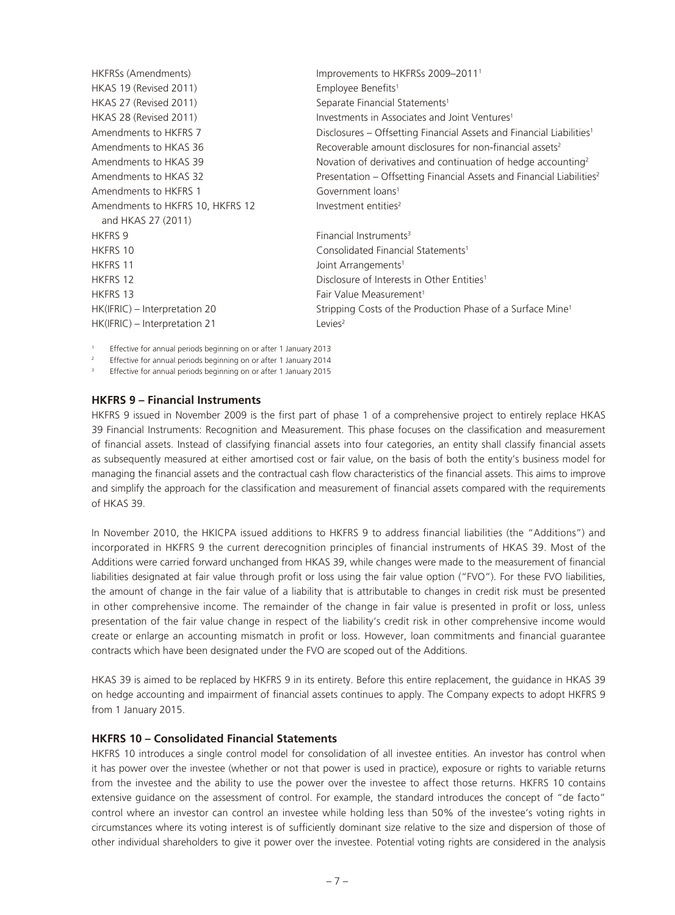| | |
|---|---|
| HKFRSs (Amendments) | Improvements to HKFRSs 2009–2011[1] |
| HKAS 19 (Revised 2011) | Employee Benefits[1] |
| HKAS 27 (Revised 2011) | Separate Financial Statements[1] |
| HKAS 28 (Revised 2011) | Investments in Associates and Joint Ventures[1] |
| Amendments to HKFRS 7 | Disclosures – Offsetting Financial Assets and Financial Liabilities[1] |
| Amendments to HKAS 36 | Recoverable amount disclosures for non-financial assets[2] |
| Amendments to HKAS 39 | Novation of derivatives and continuation of hedge accounting[2] |
| Amendments to HKAS 32 | Presentation – Offsetting Financial Assets and Financial Liabilities[2] |
| Amendments to HKFRS 1 | Government loans[1] |
| Amendments to HKFRS 10, HKFRS 12 and HKAS 27 (2011) | Investment entities[2] |
| HKFRS 9 | Financial Instruments[3] |
| HKFRS 10 | Consolidated Financial Statements[1] |
| HKFRS 11 | Joint Arrangements[1] |
| HKFRS 12 | Disclosure of Interests in Other Entities[1] |
| HKFRS 13 | Fair Value Measurement[1] |
| HK(IFRIC) – Interpretation 20 | Stripping Costs of the Production Phase of a Surface Mine[1] |
| HK(IFRIC) – Interpretation 21 | Levies[2] |

[1] Effective for annual periods beginning on or after 1 January 2013

[2] Effective for annual periods beginning on or after 1 January 2014

[3] Effective for annual periods beginning on or after 1 January 2015

### HKFRS 9 – Financial Instruments

HKFRS 9 issued in November 2009 is the first part of phase 1 of a comprehensive project to entirely replace HKAS 39 Financial Instruments: Recognition and Measurement. This phase focuses on the classification and measurement of financial assets. Instead of classifying financial assets into four categories, an entity shall classify financial assets as subsequently measured at either amortised cost or fair value, on the basis of both the entity's business model for managing the financial assets and the contractual cash flow characteristics of the financial assets. This aims to improve and simplify the approach for the classification and measurement of financial assets compared with the requirements of HKAS 39.

In November 2010, the HKICPA issued additions to HKFRS 9 to address financial liabilities (the "Additions") and incorporated in HKFRS 9 the current derecognition principles of financial instruments of HKAS 39. Most of the Additions were carried forward unchanged from HKAS 39, while changes were made to the measurement of financial liabilities designated at fair value through profit or loss using the fair value option ("FVO"). For these FVO liabilities, the amount of change in the fair value of a liability that is attributable to changes in credit risk must be presented in other comprehensive income. The remainder of the change in fair value is presented in profit or loss, unless presentation of the fair value change in respect of the liability's credit risk in other comprehensive income would create or enlarge an accounting mismatch in profit or loss. However, loan commitments and financial guarantee contracts which have been designated under the FVO are scoped out of the Additions.

HKAS 39 is aimed to be replaced by HKFRS 9 in its entirety. Before this entire replacement, the guidance in HKAS 39 on hedge accounting and impairment of financial assets continues to apply. The Company expects to adopt HKFRS 9 from 1 January 2015.

### HKFRS 10 – Consolidated Financial Statements

HKFRS 10 introduces a single control model for consolidation of all investee entities. An investor has control when it has power over the investee (whether or not that power is used in practice), exposure or rights to variable returns from the investee and the ability to use the power over the investee to affect those returns. HKFRS 10 contains extensive guidance on the assessment of control. For example, the standard introduces the concept of "de facto" control where an investor can control an investee while holding less than 50% of the investee's voting rights in circumstances where its voting interest is of sufficiently dominant size relative to the size and dispersion of those of other individual shareholders to give it power over the investee. Potential voting rights are considered in the analysis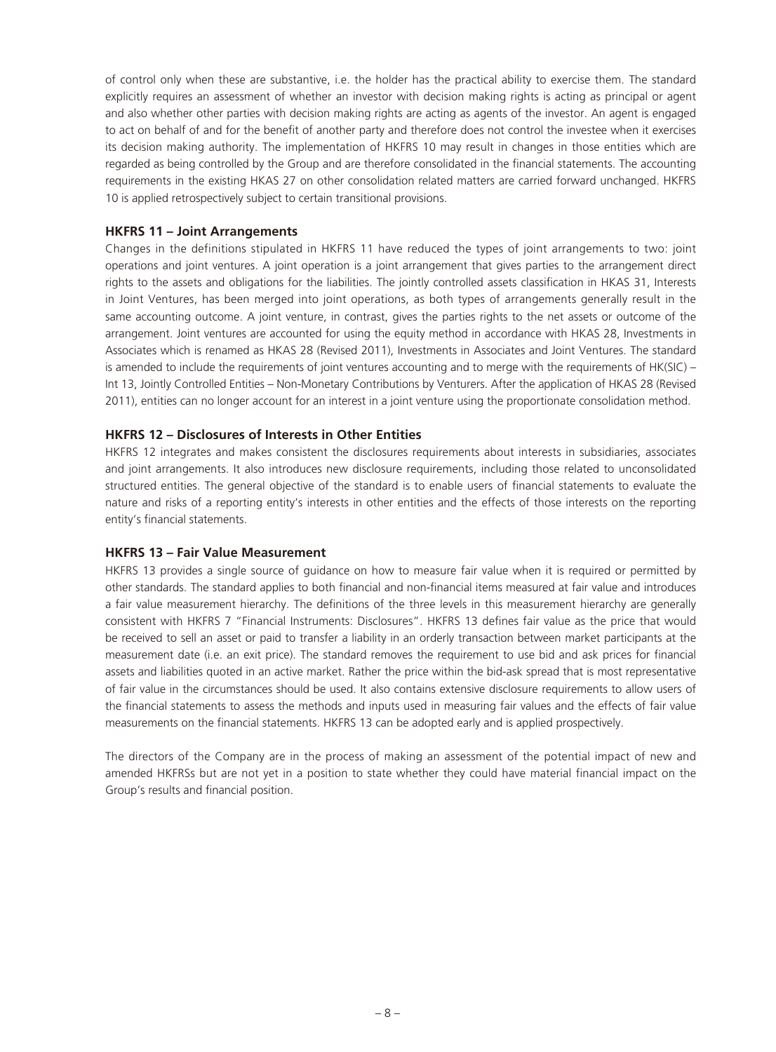of control only when these are substantive, i.e. the holder has the practical ability to exercise them. The standard explicitly requires an assessment of whether an investor with decision making rights is acting as principal or agent and also whether other parties with decision making rights are acting as agents of the investor. An agent is engaged to act on behalf of and for the benefit of another party and therefore does not control the investee when it exercises its decision making authority. The implementation of HKFRS 10 may result in changes in those entities which are regarded as being controlled by the Group and are therefore consolidated in the financial statements. The accounting requirements in the existing HKAS 27 on other consolidation related matters are carried forward unchanged. HKFRS 10 is applied retrospectively subject to certain transitional provisions.

**HKFRS 11 – Joint Arrangements**

Changes in the definitions stipulated in HKFRS 11 have reduced the types of joint arrangements to two: joint operations and joint ventures. A joint operation is a joint arrangement that gives parties to the arrangement direct rights to the assets and obligations for the liabilities. The jointly controlled assets classification in HKAS 31, Interests in Joint Ventures, has been merged into joint operations, as both types of arrangements generally result in the same accounting outcome. A joint venture, in contrast, gives the parties rights to the net assets or outcome of the arrangement. Joint ventures are accounted for using the equity method in accordance with HKAS 28, Investments in Associates which is renamed as HKAS 28 (Revised 2011), Investments in Associates and Joint Ventures. The standard is amended to include the requirements of joint ventures accounting and to merge with the requirements of HK(SIC) – Int 13, Jointly Controlled Entities – Non-Monetary Contributions by Venturers. After the application of HKAS 28 (Revised 2011), entities can no longer account for an interest in a joint venture using the proportionate consolidation method.

**HKFRS 12 – Disclosures of Interests in Other Entities**

HKFRS 12 integrates and makes consistent the disclosures requirements about interests in subsidiaries, associates and joint arrangements. It also introduces new disclosure requirements, including those related to unconsolidated structured entities. The general objective of the standard is to enable users of financial statements to evaluate the nature and risks of a reporting entity's interests in other entities and the effects of those interests on the reporting entity's financial statements.

**HKFRS 13 – Fair Value Measurement**

HKFRS 13 provides a single source of guidance on how to measure fair value when it is required or permitted by other standards. The standard applies to both financial and non-financial items measured at fair value and introduces a fair value measurement hierarchy. The definitions of the three levels in this measurement hierarchy are generally consistent with HKFRS 7 "Financial Instruments: Disclosures". HKFRS 13 defines fair value as the price that would be received to sell an asset or paid to transfer a liability in an orderly transaction between market participants at the measurement date (i.e. an exit price). The standard removes the requirement to use bid and ask prices for financial assets and liabilities quoted in an active market. Rather the price within the bid-ask spread that is most representative of fair value in the circumstances should be used. It also contains extensive disclosure requirements to allow users of the financial statements to assess the methods and inputs used in measuring fair values and the effects of fair value measurements on the financial statements. HKFRS 13 can be adopted early and is applied prospectively.

The directors of the Company are in the process of making an assessment of the potential impact of new and amended HKFRSs but are not yet in a position to state whether they could have material financial impact on the Group's results and financial position.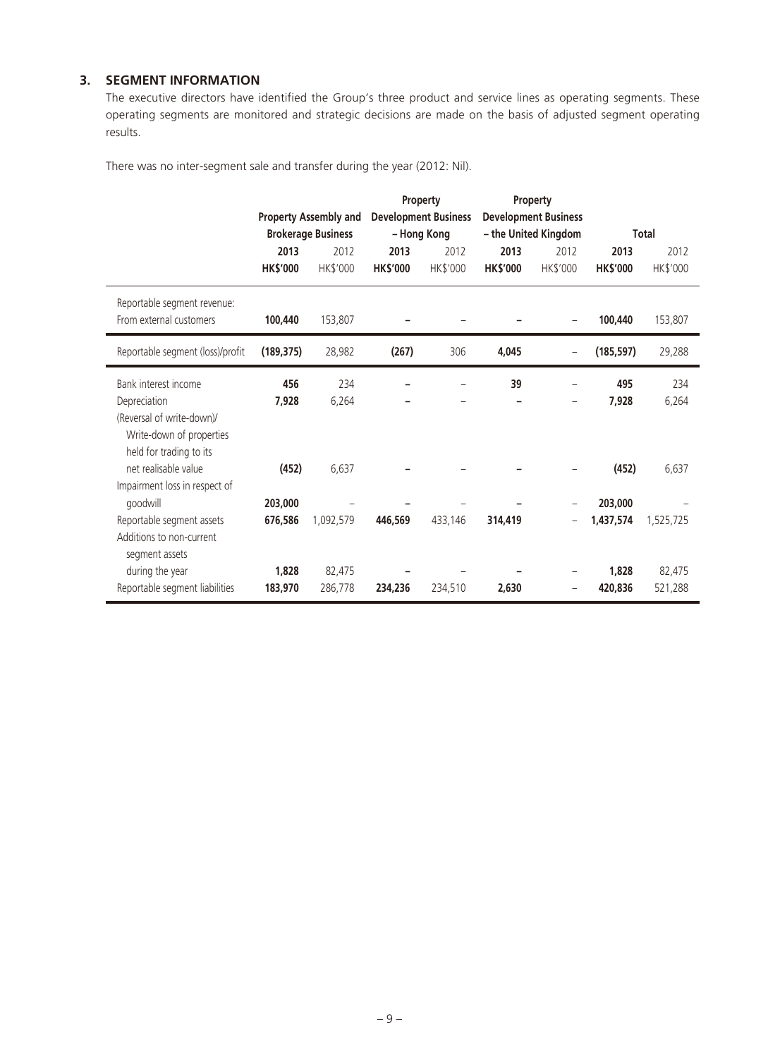## 3. SEGMENT INFORMATION

The executive directors have identified the Group's three product and service lines as operating segments. These operating segments are monitored and strategic decisions are made on the basis of adjusted segment operating results.

There was no inter-segment sale and transfer during the year (2012: Nil).

| | Property Assembly and Brokerage Business | | Property Development Business – Hong Kong | | Property Development Business – the United Kingdom | | Total | |
|---|---|---|---|---|---|---|---|---|
| | **2013** | 2012 | **2013** | 2012 | **2013** | 2012 | **2013** | 2012 |
| | **HK$'000** | HK$'000 | **HK$'000** | HK$'000 | **HK$'000** | HK$'000 | **HK$'000** | HK$'000 |
| Reportable segment revenue: From external customers | **100,440** | 153,807 | **–** | – | **–** | – | **100,440** | 153,807 |
| Reportable segment (loss)/profit | **(189,375)** | 28,982 | **(267)** | 306 | **4,045** | – | **(185,597)** | 29,288 |
| Bank interest income | **456** | 234 | **–** | – | **39** | – | **495** | 234 |
| Depreciation | **7,928** | 6,264 | **–** | – | **–** | – | **7,928** | 6,264 |
| (Reversal of write-down)/ Write-down of properties held for trading to its net realisable value | **(452)** | 6,637 | **–** | – | **–** | – | **(452)** | 6,637 |
| Impairment loss in respect of goodwill | **203,000** | – | **–** | – | **–** | – | **203,000** | – |
| Reportable segment assets | **676,586** | 1,092,579 | **446,569** | 433,146 | **314,419** | – | **1,437,574** | 1,525,725 |
| Additions to non-current segment assets during the year | **1,828** | 82,475 | **–** | – | **–** | – | **1,828** | 82,475 |
| Reportable segment liabilities | **183,970** | 286,778 | **234,236** | 234,510 | **2,630** | – | **420,836** | 521,288 |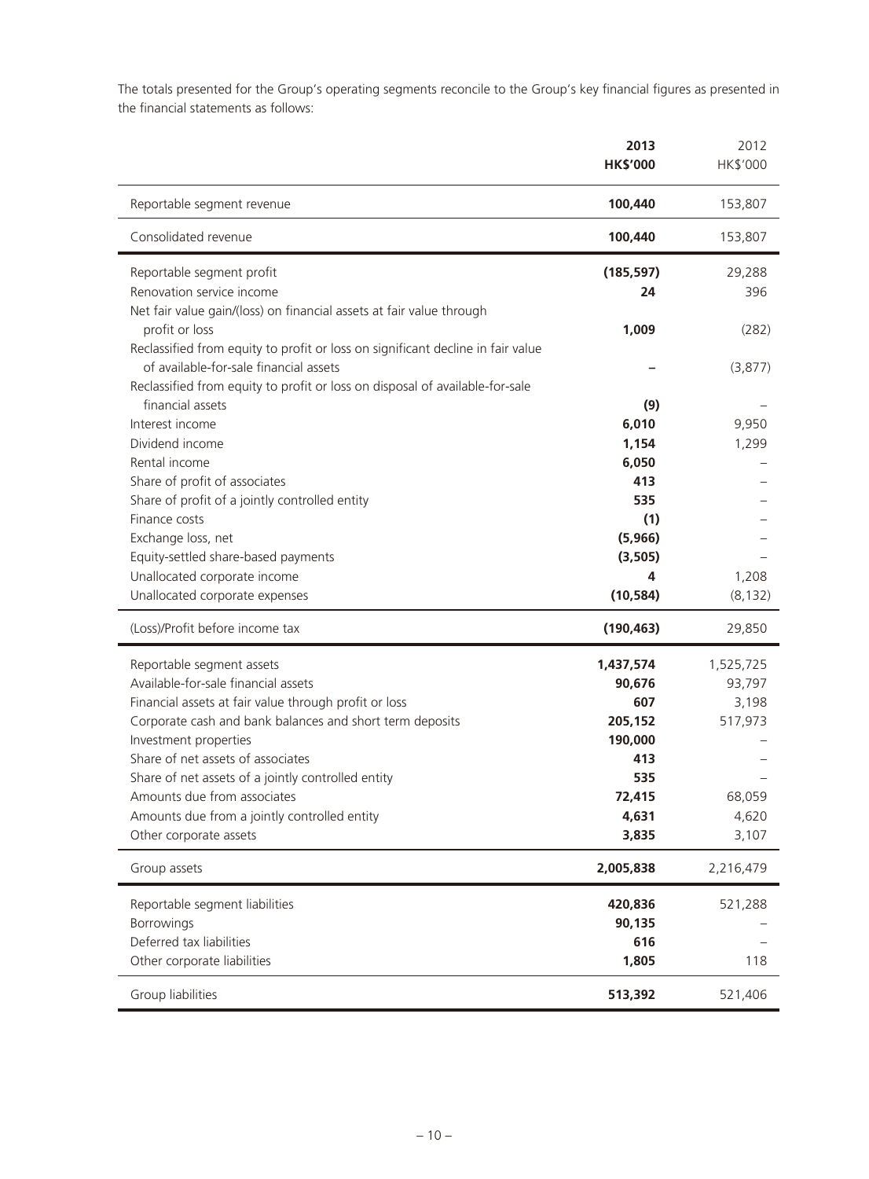The totals presented for the Group's operating segments reconcile to the Group's key financial figures as presented in the financial statements as follows:

| | 2013<br>HK$'000 | 2012<br>HK$'000 |
|---|---|---|
| Reportable segment revenue | **100,440** | 153,807 |
| Consolidated revenue | **100,440** | 153,807 |
| Reportable segment profit | **(185,597)** | 29,288 |
| Renovation service income | **24** | 396 |
| Net fair value gain/(loss) on financial assets at fair value through profit or loss | **1,009** | (282) |
| Reclassified from equity to profit or loss on significant decline in fair value of available-for-sale financial assets | **–** | (3,877) |
| Reclassified from equity to profit or loss on disposal of available-for-sale financial assets | **(9)** | – |
| Interest income | **6,010** | 9,950 |
| Dividend income | **1,154** | 1,299 |
| Rental income | **6,050** | – |
| Share of profit of associates | **413** | – |
| Share of profit of a jointly controlled entity | **535** | – |
| Finance costs | **(1)** | – |
| Exchange loss, net | **(5,966)** | – |
| Equity-settled share-based payments | **(3,505)** | – |
| Unallocated corporate income | **4** | 1,208 |
| Unallocated corporate expenses | **(10,584)** | (8,132) |
| (Loss)/Profit before income tax | **(190,463)** | 29,850 |
| Reportable segment assets | **1,437,574** | 1,525,725 |
| Available-for-sale financial assets | **90,676** | 93,797 |
| Financial assets at fair value through profit or loss | **607** | 3,198 |
| Corporate cash and bank balances and short term deposits | **205,152** | 517,973 |
| Investment properties | **190,000** | – |
| Share of net assets of associates | **413** | – |
| Share of net assets of a jointly controlled entity | **535** | – |
| Amounts due from associates | **72,415** | 68,059 |
| Amounts due from a jointly controlled entity | **4,631** | 4,620 |
| Other corporate assets | **3,835** | 3,107 |
| Group assets | **2,005,838** | 2,216,479 |
| Reportable segment liabilities | **420,836** | 521,288 |
| Borrowings | **90,135** | – |
| Deferred tax liabilities | **616** | – |
| Other corporate liabilities | **1,805** | 118 |
| Group liabilities | **513,392** | 521,406 |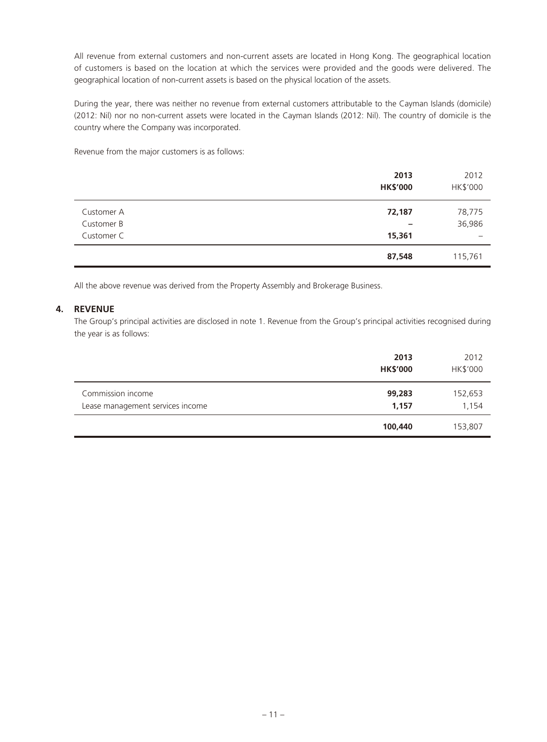All revenue from external customers and non-current assets are located in Hong Kong. The geographical location of customers is based on the location at which the services were provided and the goods were delivered. The geographical location of non-current assets is based on the physical location of the assets.

During the year, there was neither no revenue from external customers attributable to the Cayman Islands (domicile) (2012: Nil) nor no non-current assets were located in the Cayman Islands (2012: Nil). The country of domicile is the country where the Company was incorporated.

Revenue from the major customers is as follows:

| | **2013** | 2012 |
|---|---|---|
| | **HK$'000** | HK$'000 |
| Customer A | **72,187** | 78,775 |
| Customer B | **–** | 36,986 |
| Customer C | **15,361** | – |
| | **87,548** | 115,761 |

All the above revenue was derived from the Property Assembly and Brokerage Business.

## 4. REVENUE

The Group's principal activities are disclosed in note 1. Revenue from the Group's principal activities recognised during the year is as follows:

| | **2013** | 2012 |
|---|---|---|
| | **HK$'000** | HK$'000 |
| Commission income | **99,283** | 152,653 |
| Lease management services income | **1,157** | 1,154 |
| | **100,440** | 153,807 |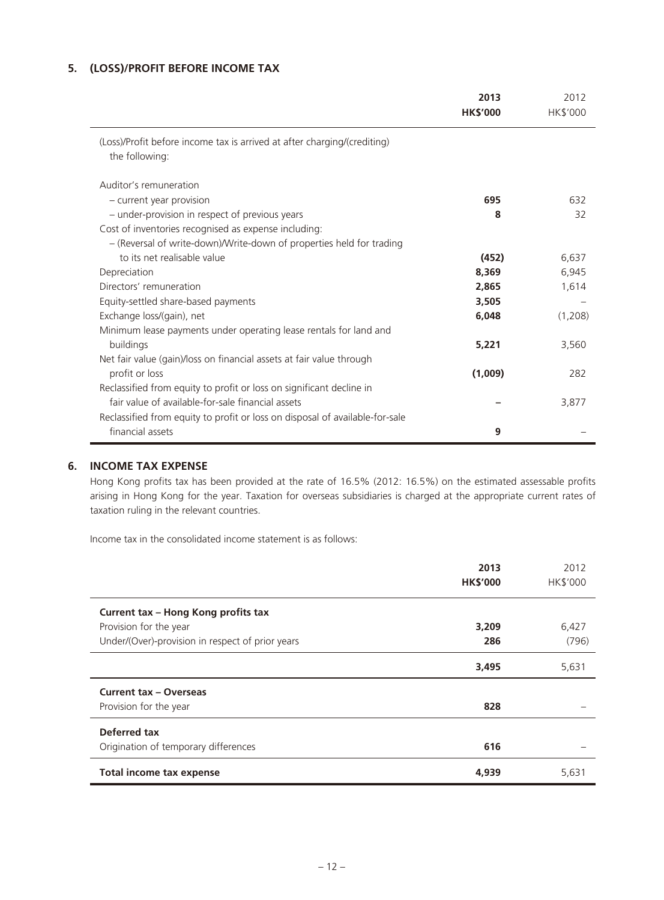## 5. (LOSS)/PROFIT BEFORE INCOME TAX

| | 2013 HK$'000 | 2012 HK$'000 |
|---|---|---|
| (Loss)/Profit before income tax is arrived at after charging/(crediting) the following: | | |
| Auditor's remuneration | | |
| – current year provision | 695 | 632 |
| – under-provision in respect of previous years | 8 | 32 |
| Cost of inventories recognised as expense including: | | |
| – (Reversal of write-down)/Write-down of properties held for trading to its net realisable value | (452) | 6,637 |
| Depreciation | 8,369 | 6,945 |
| Directors' remuneration | 2,865 | 1,614 |
| Equity-settled share-based payments | 3,505 | – |
| Exchange loss/(gain), net | 6,048 | (1,208) |
| Minimum lease payments under operating lease rentals for land and buildings | 5,221 | 3,560 |
| Net fair value (gain)/loss on financial assets at fair value through profit or loss | (1,009) | 282 |
| Reclassified from equity to profit or loss on significant decline in fair value of available-for-sale financial assets | – | 3,877 |
| Reclassified from equity to profit or loss on disposal of available-for-sale financial assets | 9 | – |

## 6. INCOME TAX EXPENSE

Hong Kong profits tax has been provided at the rate of 16.5% (2012: 16.5%) on the estimated assessable profits arising in Hong Kong for the year. Taxation for overseas subsidiaries is charged at the appropriate current rates of taxation ruling in the relevant countries.

Income tax in the consolidated income statement is as follows:

| | 2013 HK$'000 | 2012 HK$'000 |
|---|---|---|
| **Current tax – Hong Kong profits tax** | | |
| Provision for the year | 3,209 | 6,427 |
| Under/(Over)-provision in respect of prior years | 286 | (796) |
| | 3,495 | 5,631 |
| **Current tax – Overseas** | | |
| Provision for the year | 828 | – |
| **Deferred tax** | | |
| Origination of temporary differences | 616 | – |
| **Total income tax expense** | 4,939 | 5,631 |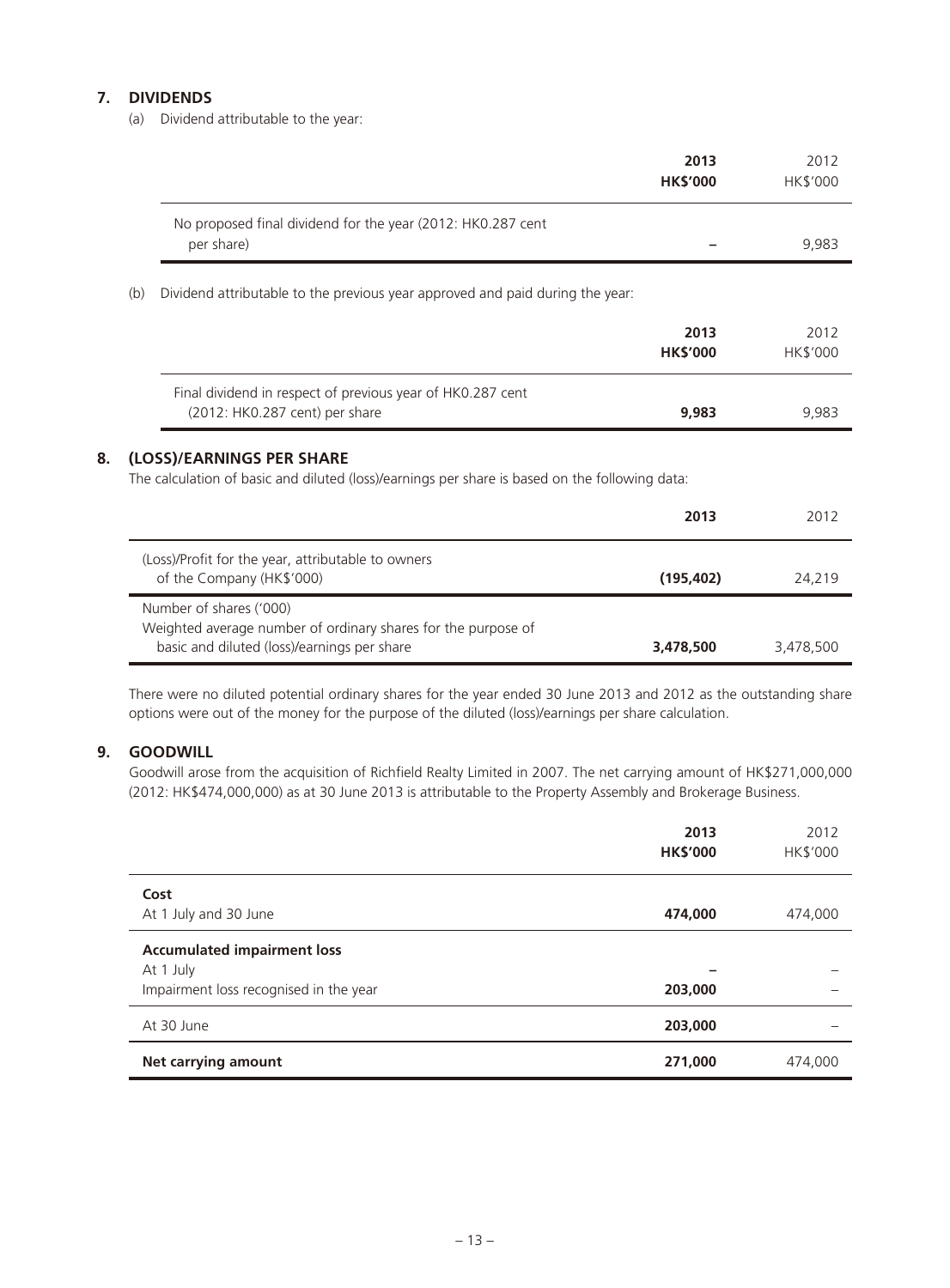## 7. DIVIDENDS

(a) Dividend attributable to the year:

| | 2013 HK$'000 | 2012 HK$'000 |
|---|---|---|
| No proposed final dividend for the year (2012: HK0.287 cent per share) | – | 9,983 |

(b) Dividend attributable to the previous year approved and paid during the year:

| | 2013 HK$'000 | 2012 HK$'000 |
|---|---|---|
| Final dividend in respect of previous year of HK0.287 cent (2012: HK0.287 cent) per share | **9,983** | 9,983 |

## 8. (LOSS)/EARNINGS PER SHARE

The calculation of basic and diluted (loss)/earnings per share is based on the following data:

| | 2013 | 2012 |
|---|---|---|
| (Loss)/Profit for the year, attributable to owners of the Company (HK$'000) | **(195,402)** | 24,219 |
| Number of shares ('000) | | |
| Weighted average number of ordinary shares for the purpose of basic and diluted (loss)/earnings per share | **3,478,500** | 3,478,500 |

There were no diluted potential ordinary shares for the year ended 30 June 2013 and 2012 as the outstanding share options were out of the money for the purpose of the diluted (loss)/earnings per share calculation.

## 9. GOODWILL

Goodwill arose from the acquisition of Richfield Realty Limited in 2007. The net carrying amount of HK$271,000,000 (2012: HK$474,000,000) as at 30 June 2013 is attributable to the Property Assembly and Brokerage Business.

| | 2013 HK$'000 | 2012 HK$'000 |
|---|---|---|
| **Cost** | | |
| At 1 July and 30 June | **474,000** | 474,000 |
| **Accumulated impairment loss** | | |
| At 1 July | – | – |
| Impairment loss recognised in the year | **203,000** | – |
| At 30 June | **203,000** | – |
| **Net carrying amount** | **271,000** | 474,000 |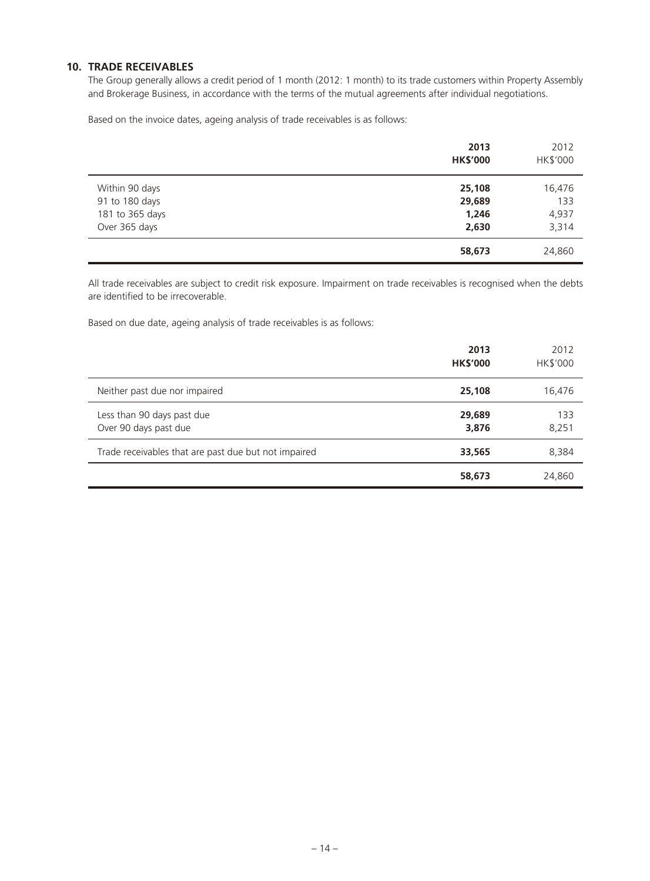## 10. TRADE RECEIVABLES

The Group generally allows a credit period of 1 month (2012: 1 month) to its trade customers within Property Assembly and Brokerage Business, in accordance with the terms of the mutual agreements after individual negotiations.

Based on the invoice dates, ageing analysis of trade receivables is as follows:

| | **2013** **HK$'000** | 2012 HK$'000 |
|---|---|---|
| Within 90 days | **25,108** | 16,476 |
| 91 to 180 days | **29,689** | 133 |
| 181 to 365 days | **1,246** | 4,937 |
| Over 365 days | **2,630** | 3,314 |
| | **58,673** | 24,860 |

All trade receivables are subject to credit risk exposure. Impairment on trade receivables is recognised when the debts are identified to be irrecoverable.

Based on due date, ageing analysis of trade receivables is as follows:

| | **2013** **HK$'000** | 2012 HK$'000 |
|---|---|---|
| Neither past due nor impaired | **25,108** | 16,476 |
| Less than 90 days past due | **29,689** | 133 |
| Over 90 days past due | **3,876** | 8,251 |
| Trade receivables that are past due but not impaired | **33,565** | 8,384 |
| | **58,673** | 24,860 |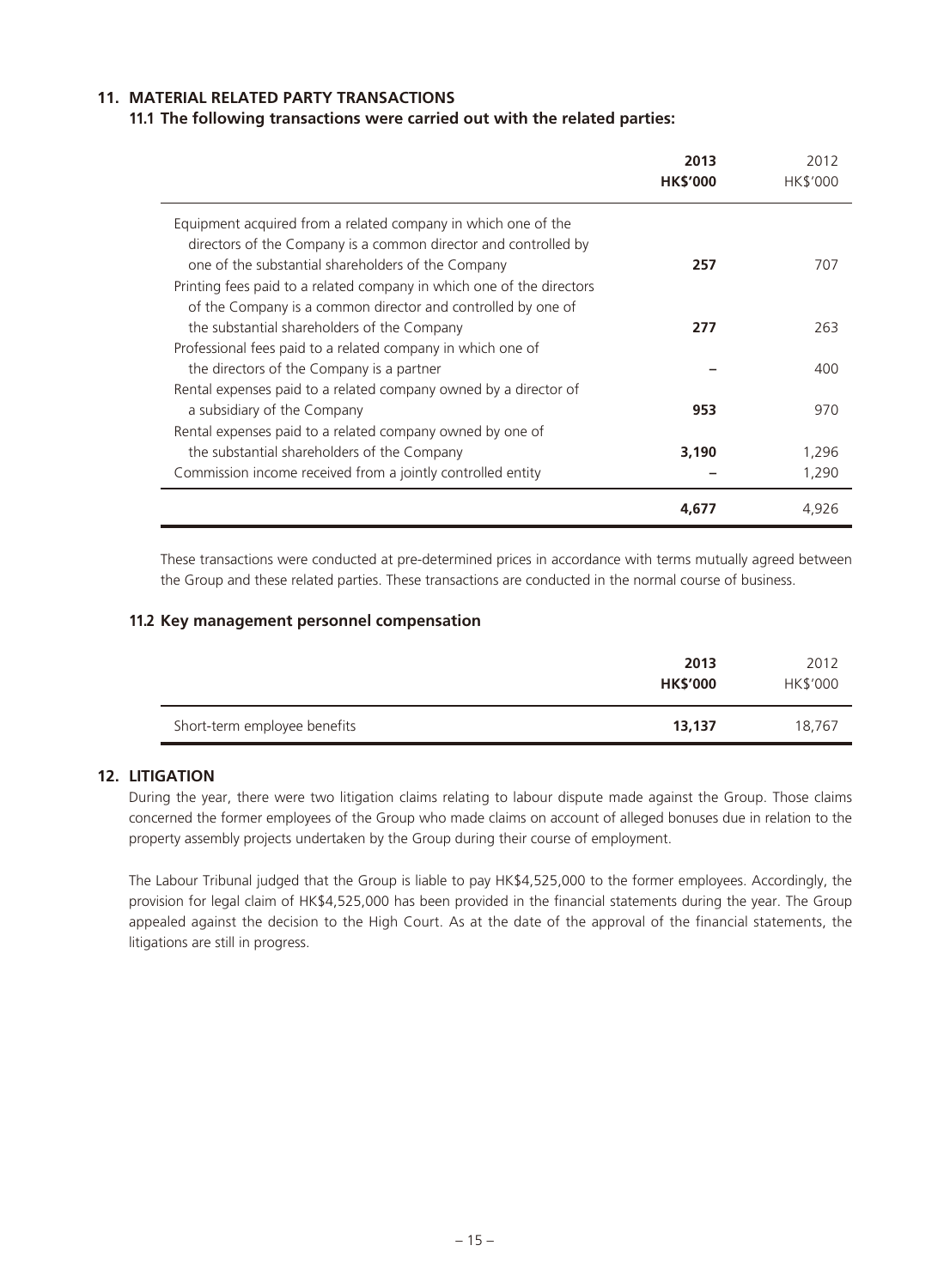## 11. MATERIAL RELATED PARTY TRANSACTIONS

### 11.1 The following transactions were carried out with the related parties:

| | **2013** **HK$'000** | 2012 HK$'000 |
|---|---|---|
| Equipment acquired from a related company in which one of the directors of the Company is a common director and controlled by one of the substantial shareholders of the Company | **257** | 707 |
| Printing fees paid to a related company in which one of the directors of the Company is a common director and controlled by one of the substantial shareholders of the Company | **277** | 263 |
| Professional fees paid to a related company in which one of the directors of the Company is a partner | **–** | 400 |
| Rental expenses paid to a related company owned by a director of a subsidiary of the Company | **953** | 970 |
| Rental expenses paid to a related company owned by one of the substantial shareholders of the Company | **3,190** | 1,296 |
| Commission income received from a jointly controlled entity | **–** | 1,290 |
| | **4,677** | 4,926 |

These transactions were conducted at pre-determined prices in accordance with terms mutually agreed between the Group and these related parties. These transactions are conducted in the normal course of business.

### 11.2 Key management personnel compensation

| | **2013** **HK$'000** | 2012 HK$'000 |
|---|---|---|
| Short-term employee benefits | **13,137** | 18,767 |

## 12. LITIGATION

During the year, there were two litigation claims relating to labour dispute made against the Group. Those claims concerned the former employees of the Group who made claims on account of alleged bonuses due in relation to the property assembly projects undertaken by the Group during their course of employment.

The Labour Tribunal judged that the Group is liable to pay HK$4,525,000 to the former employees. Accordingly, the provision for legal claim of HK$4,525,000 has been provided in the financial statements during the year. The Group appealed against the decision to the High Court. As at the date of the approval of the financial statements, the litigations are still in progress.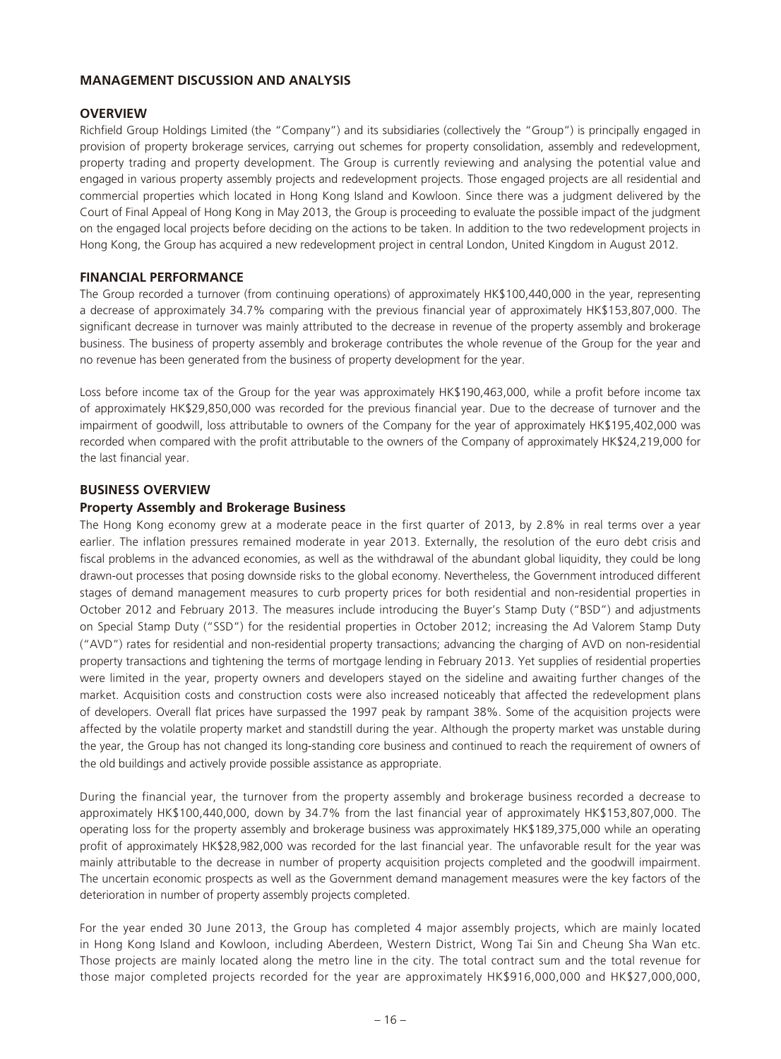## MANAGEMENT DISCUSSION AND ANALYSIS

### OVERVIEW

Richfield Group Holdings Limited (the "Company") and its subsidiaries (collectively the "Group") is principally engaged in provision of property brokerage services, carrying out schemes for property consolidation, assembly and redevelopment, property trading and property development. The Group is currently reviewing and analysing the potential value and engaged in various property assembly projects and redevelopment projects. Those engaged projects are all residential and commercial properties which located in Hong Kong Island and Kowloon. Since there was a judgment delivered by the Court of Final Appeal of Hong Kong in May 2013, the Group is proceeding to evaluate the possible impact of the judgment on the engaged local projects before deciding on the actions to be taken. In addition to the two redevelopment projects in Hong Kong, the Group has acquired a new redevelopment project in central London, United Kingdom in August 2012.

### FINANCIAL PERFORMANCE

The Group recorded a turnover (from continuing operations) of approximately HK$100,440,000 in the year, representing a decrease of approximately 34.7% comparing with the previous financial year of approximately HK$153,807,000. The significant decrease in turnover was mainly attributed to the decrease in revenue of the property assembly and brokerage business. The business of property assembly and brokerage contributes the whole revenue of the Group for the year and no revenue has been generated from the business of property development for the year.

Loss before income tax of the Group for the year was approximately HK$190,463,000, while a profit before income tax of approximately HK$29,850,000 was recorded for the previous financial year. Due to the decrease of turnover and the impairment of goodwill, loss attributable to owners of the Company for the year of approximately HK$195,402,000 was recorded when compared with the profit attributable to the owners of the Company of approximately HK$24,219,000 for the last financial year.

### BUSINESS OVERVIEW

#### Property Assembly and Brokerage Business

The Hong Kong economy grew at a moderate peace in the first quarter of 2013, by 2.8% in real terms over a year earlier. The inflation pressures remained moderate in year 2013. Externally, the resolution of the euro debt crisis and fiscal problems in the advanced economies, as well as the withdrawal of the abundant global liquidity, they could be long drawn-out processes that posing downside risks to the global economy. Nevertheless, the Government introduced different stages of demand management measures to curb property prices for both residential and non-residential properties in October 2012 and February 2013. The measures include introducing the Buyer's Stamp Duty ("BSD") and adjustments on Special Stamp Duty ("SSD") for the residential properties in October 2012; increasing the Ad Valorem Stamp Duty ("AVD") rates for residential and non-residential property transactions; advancing the charging of AVD on non-residential property transactions and tightening the terms of mortgage lending in February 2013. Yet supplies of residential properties were limited in the year, property owners and developers stayed on the sideline and awaiting further changes of the market. Acquisition costs and construction costs were also increased noticeably that affected the redevelopment plans of developers. Overall flat prices have surpassed the 1997 peak by rampant 38%. Some of the acquisition projects were affected by the volatile property market and standstill during the year. Although the property market was unstable during the year, the Group has not changed its long-standing core business and continued to reach the requirement of owners of the old buildings and actively provide possible assistance as appropriate.

During the financial year, the turnover from the property assembly and brokerage business recorded a decrease to approximately HK$100,440,000, down by 34.7% from the last financial year of approximately HK$153,807,000. The operating loss for the property assembly and brokerage business was approximately HK$189,375,000 while an operating profit of approximately HK$28,982,000 was recorded for the last financial year. The unfavorable result for the year was mainly attributable to the decrease in number of property acquisition projects completed and the goodwill impairment. The uncertain economic prospects as well as the Government demand management measures were the key factors of the deterioration in number of property assembly projects completed.

For the year ended 30 June 2013, the Group has completed 4 major assembly projects, which are mainly located in Hong Kong Island and Kowloon, including Aberdeen, Western District, Wong Tai Sin and Cheung Sha Wan etc. Those projects are mainly located along the metro line in the city. The total contract sum and the total revenue for those major completed projects recorded for the year are approximately HK$916,000,000 and HK$27,000,000,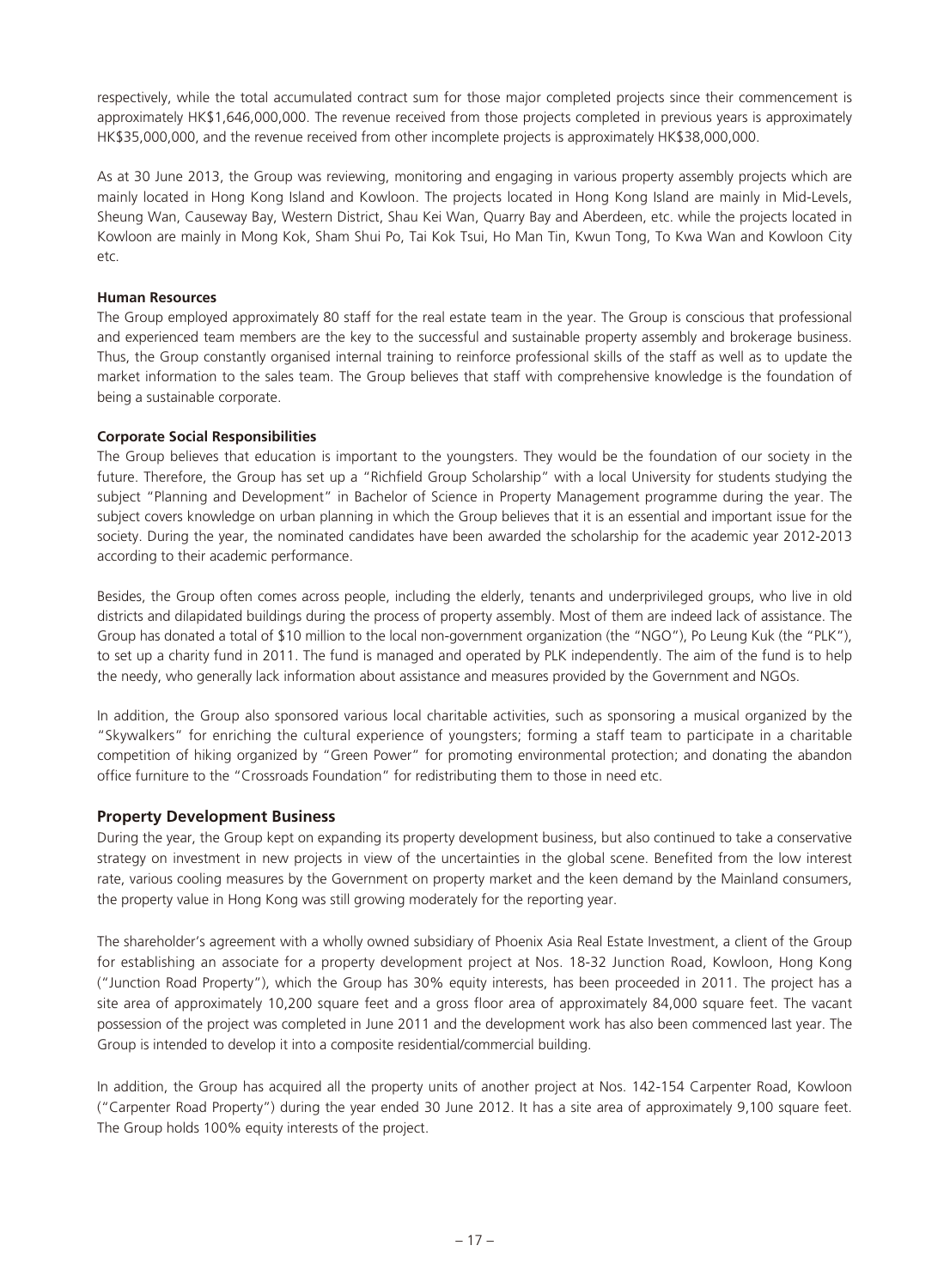respectively, while the total accumulated contract sum for those major completed projects since their commencement is approximately HK$1,646,000,000. The revenue received from those projects completed in previous years is approximately HK$35,000,000, and the revenue received from other incomplete projects is approximately HK$38,000,000.

As at 30 June 2013, the Group was reviewing, monitoring and engaging in various property assembly projects which are mainly located in Hong Kong Island and Kowloon. The projects located in Hong Kong Island are mainly in Mid-Levels, Sheung Wan, Causeway Bay, Western District, Shau Kei Wan, Quarry Bay and Aberdeen, etc. while the projects located in Kowloon are mainly in Mong Kok, Sham Shui Po, Tai Kok Tsui, Ho Man Tin, Kwun Tong, To Kwa Wan and Kowloon City etc.

**Human Resources**

The Group employed approximately 80 staff for the real estate team in the year. The Group is conscious that professional and experienced team members are the key to the successful and sustainable property assembly and brokerage business. Thus, the Group constantly organised internal training to reinforce professional skills of the staff as well as to update the market information to the sales team. The Group believes that staff with comprehensive knowledge is the foundation of being a sustainable corporate.

**Corporate Social Responsibilities**

The Group believes that education is important to the youngsters. They would be the foundation of our society in the future. Therefore, the Group has set up a "Richfield Group Scholarship" with a local University for students studying the subject "Planning and Development" in Bachelor of Science in Property Management programme during the year. The subject covers knowledge on urban planning in which the Group believes that it is an essential and important issue for the society. During the year, the nominated candidates have been awarded the scholarship for the academic year 2012-2013 according to their academic performance.

Besides, the Group often comes across people, including the elderly, tenants and underprivileged groups, who live in old districts and dilapidated buildings during the process of property assembly. Most of them are indeed lack of assistance. The Group has donated a total of $10 million to the local non-government organization (the "NGO"), Po Leung Kuk (the "PLK"), to set up a charity fund in 2011. The fund is managed and operated by PLK independently. The aim of the fund is to help the needy, who generally lack information about assistance and measures provided by the Government and NGOs.

In addition, the Group also sponsored various local charitable activities, such as sponsoring a musical organized by the "Skywalkers" for enriching the cultural experience of youngsters; forming a staff team to participate in a charitable competition of hiking organized by "Green Power" for promoting environmental protection; and donating the abandon office furniture to the "Crossroads Foundation" for redistributing them to those in need etc.

### Property Development Business

During the year, the Group kept on expanding its property development business, but also continued to take a conservative strategy on investment in new projects in view of the uncertainties in the global scene. Benefited from the low interest rate, various cooling measures by the Government on property market and the keen demand by the Mainland consumers, the property value in Hong Kong was still growing moderately for the reporting year.

The shareholder's agreement with a wholly owned subsidiary of Phoenix Asia Real Estate Investment, a client of the Group for establishing an associate for a property development project at Nos. 18-32 Junction Road, Kowloon, Hong Kong ("Junction Road Property"), which the Group has 30% equity interests, has been proceeded in 2011. The project has a site area of approximately 10,200 square feet and a gross floor area of approximately 84,000 square feet. The vacant possession of the project was completed in June 2011 and the development work has also been commenced last year. The Group is intended to develop it into a composite residential/commercial building.

In addition, the Group has acquired all the property units of another project at Nos. 142-154 Carpenter Road, Kowloon ("Carpenter Road Property") during the year ended 30 June 2012. It has a site area of approximately 9,100 square feet. The Group holds 100% equity interests of the project.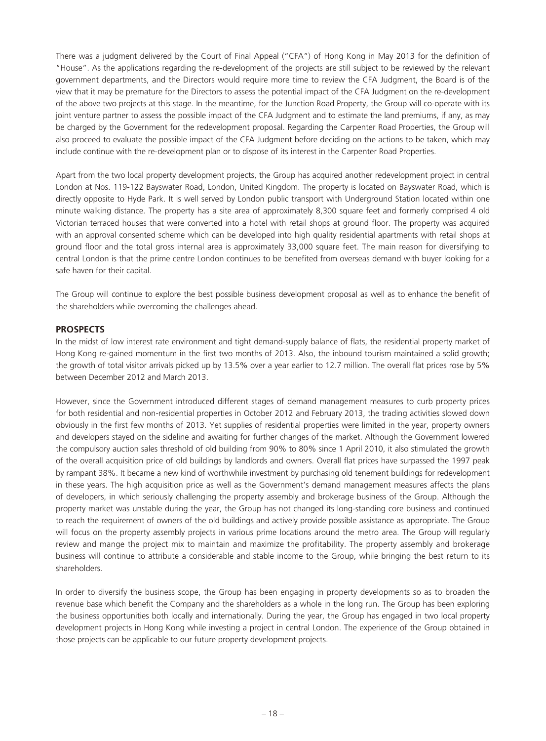There was a judgment delivered by the Court of Final Appeal ("CFA") of Hong Kong in May 2013 for the definition of "House". As the applications regarding the re-development of the projects are still subject to be reviewed by the relevant government departments, and the Directors would require more time to review the CFA Judgment, the Board is of the view that it may be premature for the Directors to assess the potential impact of the CFA Judgment on the re-development of the above two projects at this stage. In the meantime, for the Junction Road Property, the Group will co-operate with its joint venture partner to assess the possible impact of the CFA Judgment and to estimate the land premiums, if any, as may be charged by the Government for the redevelopment proposal. Regarding the Carpenter Road Properties, the Group will also proceed to evaluate the possible impact of the CFA Judgment before deciding on the actions to be taken, which may include continue with the re-development plan or to dispose of its interest in the Carpenter Road Properties.

Apart from the two local property development projects, the Group has acquired another redevelopment project in central London at Nos. 119-122 Bayswater Road, London, United Kingdom. The property is located on Bayswater Road, which is directly opposite to Hyde Park. It is well served by London public transport with Underground Station located within one minute walking distance. The property has a site area of approximately 8,300 square feet and formerly comprised 4 old Victorian terraced houses that were converted into a hotel with retail shops at ground floor. The property was acquired with an approval consented scheme which can be developed into high quality residential apartments with retail shops at ground floor and the total gross internal area is approximately 33,000 square feet. The main reason for diversifying to central London is that the prime centre London continues to be benefited from overseas demand with buyer looking for a safe haven for their capital.

The Group will continue to explore the best possible business development proposal as well as to enhance the benefit of the shareholders while overcoming the challenges ahead.

## PROSPECTS

In the midst of low interest rate environment and tight demand-supply balance of flats, the residential property market of Hong Kong re-gained momentum in the first two months of 2013. Also, the inbound tourism maintained a solid growth; the growth of total visitor arrivals picked up by 13.5% over a year earlier to 12.7 million. The overall flat prices rose by 5% between December 2012 and March 2013.

However, since the Government introduced different stages of demand management measures to curb property prices for both residential and non-residential properties in October 2012 and February 2013, the trading activities slowed down obviously in the first few months of 2013. Yet supplies of residential properties were limited in the year, property owners and developers stayed on the sideline and awaiting for further changes of the market. Although the Government lowered the compulsory auction sales threshold of old building from 90% to 80% since 1 April 2010, it also stimulated the growth of the overall acquisition price of old buildings by landlords and owners. Overall flat prices have surpassed the 1997 peak by rampant 38%. It became a new kind of worthwhile investment by purchasing old tenement buildings for redevelopment in these years. The high acquisition price as well as the Government's demand management measures affects the plans of developers, in which seriously challenging the property assembly and brokerage business of the Group. Although the property market was unstable during the year, the Group has not changed its long-standing core business and continued to reach the requirement of owners of the old buildings and actively provide possible assistance as appropriate. The Group will focus on the property assembly projects in various prime locations around the metro area. The Group will regularly review and mange the project mix to maintain and maximize the profitability. The property assembly and brokerage business will continue to attribute a considerable and stable income to the Group, while bringing the best return to its shareholders.

In order to diversify the business scope, the Group has been engaging in property developments so as to broaden the revenue base which benefit the Company and the shareholders as a whole in the long run. The Group has been exploring the business opportunities both locally and internationally. During the year, the Group has engaged in two local property development projects in Hong Kong while investing a project in central London. The experience of the Group obtained in those projects can be applicable to our future property development projects.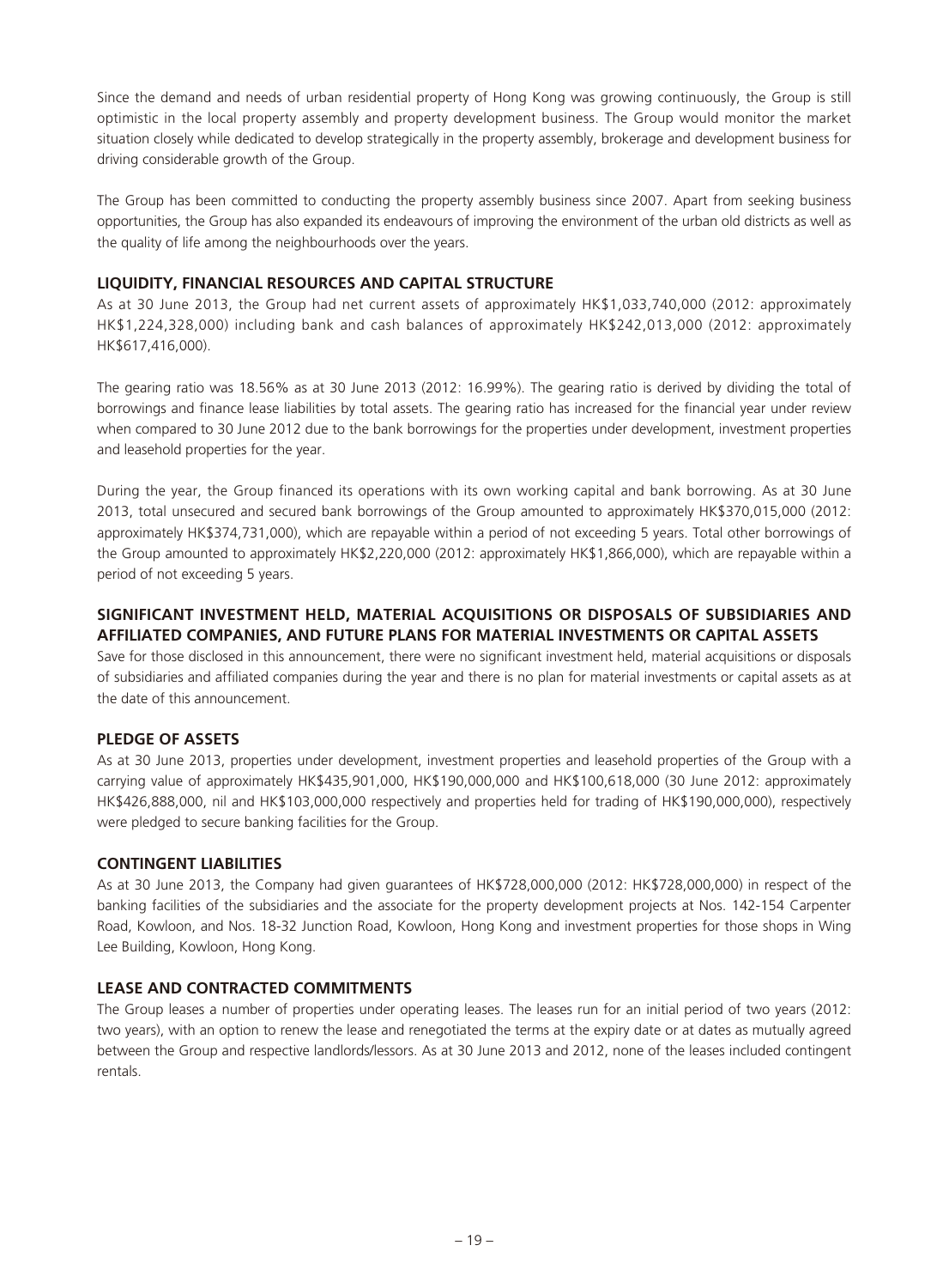Since the demand and needs of urban residential property of Hong Kong was growing continuously, the Group is still optimistic in the local property assembly and property development business. The Group would monitor the market situation closely while dedicated to develop strategically in the property assembly, brokerage and development business for driving considerable growth of the Group.

The Group has been committed to conducting the property assembly business since 2007. Apart from seeking business opportunities, the Group has also expanded its endeavours of improving the environment of the urban old districts as well as the quality of life among the neighbourhoods over the years.

## LIQUIDITY, FINANCIAL RESOURCES AND CAPITAL STRUCTURE

As at 30 June 2013, the Group had net current assets of approximately HK$1,033,740,000 (2012: approximately HK$1,224,328,000) including bank and cash balances of approximately HK$242,013,000 (2012: approximately HK$617,416,000).

The gearing ratio was 18.56% as at 30 June 2013 (2012: 16.99%). The gearing ratio is derived by dividing the total of borrowings and finance lease liabilities by total assets. The gearing ratio has increased for the financial year under review when compared to 30 June 2012 due to the bank borrowings for the properties under development, investment properties and leasehold properties for the year.

During the year, the Group financed its operations with its own working capital and bank borrowing. As at 30 June 2013, total unsecured and secured bank borrowings of the Group amounted to approximately HK$370,015,000 (2012: approximately HK$374,731,000), which are repayable within a period of not exceeding 5 years. Total other borrowings of the Group amounted to approximately HK$2,220,000 (2012: approximately HK$1,866,000), which are repayable within a period of not exceeding 5 years.

## SIGNIFICANT INVESTMENT HELD, MATERIAL ACQUISITIONS OR DISPOSALS OF SUBSIDIARIES AND AFFILIATED COMPANIES, AND FUTURE PLANS FOR MATERIAL INVESTMENTS OR CAPITAL ASSETS

Save for those disclosed in this announcement, there were no significant investment held, material acquisitions or disposals of subsidiaries and affiliated companies during the year and there is no plan for material investments or capital assets as at the date of this announcement.

## PLEDGE OF ASSETS

As at 30 June 2013, properties under development, investment properties and leasehold properties of the Group with a carrying value of approximately HK$435,901,000, HK$190,000,000 and HK$100,618,000 (30 June 2012: approximately HK$426,888,000, nil and HK$103,000,000 respectively and properties held for trading of HK$190,000,000), respectively were pledged to secure banking facilities for the Group.

## CONTINGENT LIABILITIES

As at 30 June 2013, the Company had given guarantees of HK$728,000,000 (2012: HK$728,000,000) in respect of the banking facilities of the subsidiaries and the associate for the property development projects at Nos. 142-154 Carpenter Road, Kowloon, and Nos. 18-32 Junction Road, Kowloon, Hong Kong and investment properties for those shops in Wing Lee Building, Kowloon, Hong Kong.

## LEASE AND CONTRACTED COMMITMENTS

The Group leases a number of properties under operating leases. The leases run for an initial period of two years (2012: two years), with an option to renew the lease and renegotiated the terms at the expiry date or at dates as mutually agreed between the Group and respective landlords/lessors. As at 30 June 2013 and 2012, none of the leases included contingent rentals.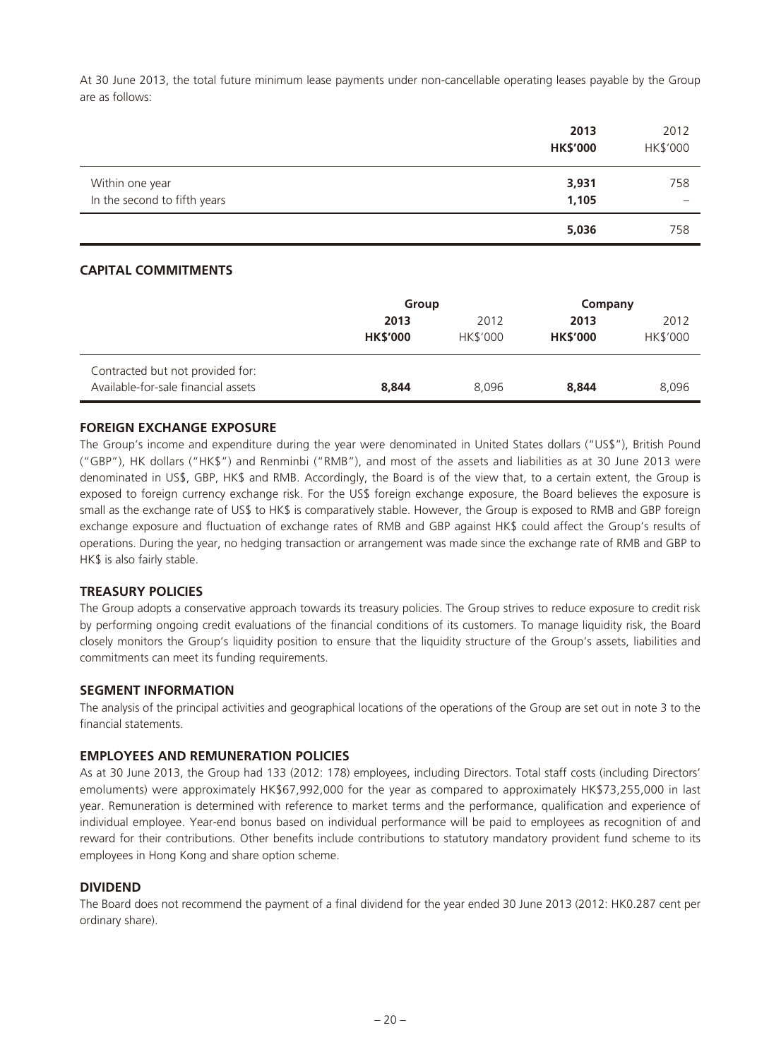At 30 June 2013, the total future minimum lease payments under non-cancellable operating leases payable by the Group are as follows:

| | 2013 | 2012 |
|---|---|---|
| | HK$'000 | HK$'000 |
| Within one year | 3,931 | 758 |
| In the second to fifth years | 1,105 | – |
| | 5,036 | 758 |

## CAPITAL COMMITMENTS

| | Group | | Company | |
|---|---|---|---|---|
| | 2013 | 2012 | 2013 | 2012 |
| | HK$'000 | HK$'000 | HK$'000 | HK$'000 |
| Contracted but not provided for: | | | | |
| Available-for-sale financial assets | 8,844 | 8,096 | 8,844 | 8,096 |

## FOREIGN EXCHANGE EXPOSURE

The Group's income and expenditure during the year were denominated in United States dollars ("US$"), British Pound ("GBP"), HK dollars ("HK$") and Renminbi ("RMB"), and most of the assets and liabilities as at 30 June 2013 were denominated in US$, GBP, HK$ and RMB. Accordingly, the Board is of the view that, to a certain extent, the Group is exposed to foreign currency exchange risk. For the US$ foreign exchange exposure, the Board believes the exposure is small as the exchange rate of US$ to HK$ is comparatively stable. However, the Group is exposed to RMB and GBP foreign exchange exposure and fluctuation of exchange rates of RMB and GBP against HK$ could affect the Group's results of operations. During the year, no hedging transaction or arrangement was made since the exchange rate of RMB and GBP to HK$ is also fairly stable.

## TREASURY POLICIES

The Group adopts a conservative approach towards its treasury policies. The Group strives to reduce exposure to credit risk by performing ongoing credit evaluations of the financial conditions of its customers. To manage liquidity risk, the Board closely monitors the Group's liquidity position to ensure that the liquidity structure of the Group's assets, liabilities and commitments can meet its funding requirements.

## SEGMENT INFORMATION

The analysis of the principal activities and geographical locations of the operations of the Group are set out in note 3 to the financial statements.

## EMPLOYEES AND REMUNERATION POLICIES

As at 30 June 2013, the Group had 133 (2012: 178) employees, including Directors. Total staff costs (including Directors' emoluments) were approximately HK$67,992,000 for the year as compared to approximately HK$73,255,000 in last year. Remuneration is determined with reference to market terms and the performance, qualification and experience of individual employee. Year-end bonus based on individual performance will be paid to employees as recognition of and reward for their contributions. Other benefits include contributions to statutory mandatory provident fund scheme to its employees in Hong Kong and share option scheme.

## DIVIDEND

The Board does not recommend the payment of a final dividend for the year ended 30 June 2013 (2012: HK0.287 cent per ordinary share).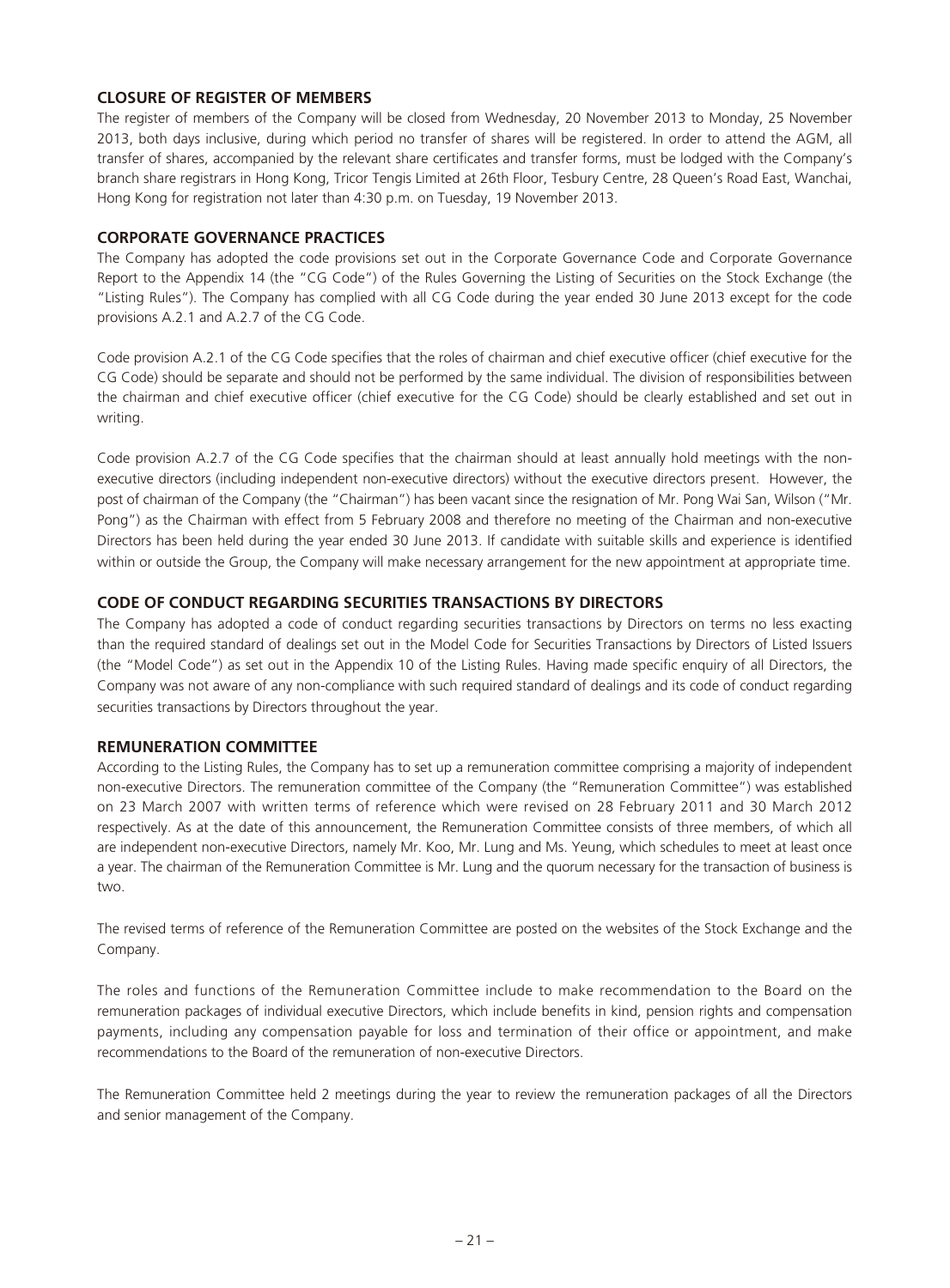## CLOSURE OF REGISTER OF MEMBERS

The register of members of the Company will be closed from Wednesday, 20 November 2013 to Monday, 25 November 2013, both days inclusive, during which period no transfer of shares will be registered. In order to attend the AGM, all transfer of shares, accompanied by the relevant share certificates and transfer forms, must be lodged with the Company's branch share registrars in Hong Kong, Tricor Tengis Limited at 26th Floor, Tesbury Centre, 28 Queen's Road East, Wanchai, Hong Kong for registration not later than 4:30 p.m. on Tuesday, 19 November 2013.

## CORPORATE GOVERNANCE PRACTICES

The Company has adopted the code provisions set out in the Corporate Governance Code and Corporate Governance Report to the Appendix 14 (the "CG Code") of the Rules Governing the Listing of Securities on the Stock Exchange (the "Listing Rules"). The Company has complied with all CG Code during the year ended 30 June 2013 except for the code provisions A.2.1 and A.2.7 of the CG Code.

Code provision A.2.1 of the CG Code specifies that the roles of chairman and chief executive officer (chief executive for the CG Code) should be separate and should not be performed by the same individual. The division of responsibilities between the chairman and chief executive officer (chief executive for the CG Code) should be clearly established and set out in writing.

Code provision A.2.7 of the CG Code specifies that the chairman should at least annually hold meetings with the non-executive directors (including independent non-executive directors) without the executive directors present. However, the post of chairman of the Company (the "Chairman") has been vacant since the resignation of Mr. Pong Wai San, Wilson ("Mr. Pong") as the Chairman with effect from 5 February 2008 and therefore no meeting of the Chairman and non-executive Directors has been held during the year ended 30 June 2013. If candidate with suitable skills and experience is identified within or outside the Group, the Company will make necessary arrangement for the new appointment at appropriate time.

## CODE OF CONDUCT REGARDING SECURITIES TRANSACTIONS BY DIRECTORS

The Company has adopted a code of conduct regarding securities transactions by Directors on terms no less exacting than the required standard of dealings set out in the Model Code for Securities Transactions by Directors of Listed Issuers (the "Model Code") as set out in the Appendix 10 of the Listing Rules. Having made specific enquiry of all Directors, the Company was not aware of any non-compliance with such required standard of dealings and its code of conduct regarding securities transactions by Directors throughout the year.

## REMUNERATION COMMITTEE

According to the Listing Rules, the Company has to set up a remuneration committee comprising a majority of independent non-executive Directors. The remuneration committee of the Company (the "Remuneration Committee") was established on 23 March 2007 with written terms of reference which were revised on 28 February 2011 and 30 March 2012 respectively. As at the date of this announcement, the Remuneration Committee consists of three members, of which all are independent non-executive Directors, namely Mr. Koo, Mr. Lung and Ms. Yeung, which schedules to meet at least once a year. The chairman of the Remuneration Committee is Mr. Lung and the quorum necessary for the transaction of business is two.

The revised terms of reference of the Remuneration Committee are posted on the websites of the Stock Exchange and the Company.

The roles and functions of the Remuneration Committee include to make recommendation to the Board on the remuneration packages of individual executive Directors, which include benefits in kind, pension rights and compensation payments, including any compensation payable for loss and termination of their office or appointment, and make recommendations to the Board of the remuneration of non-executive Directors.

The Remuneration Committee held 2 meetings during the year to review the remuneration packages of all the Directors and senior management of the Company.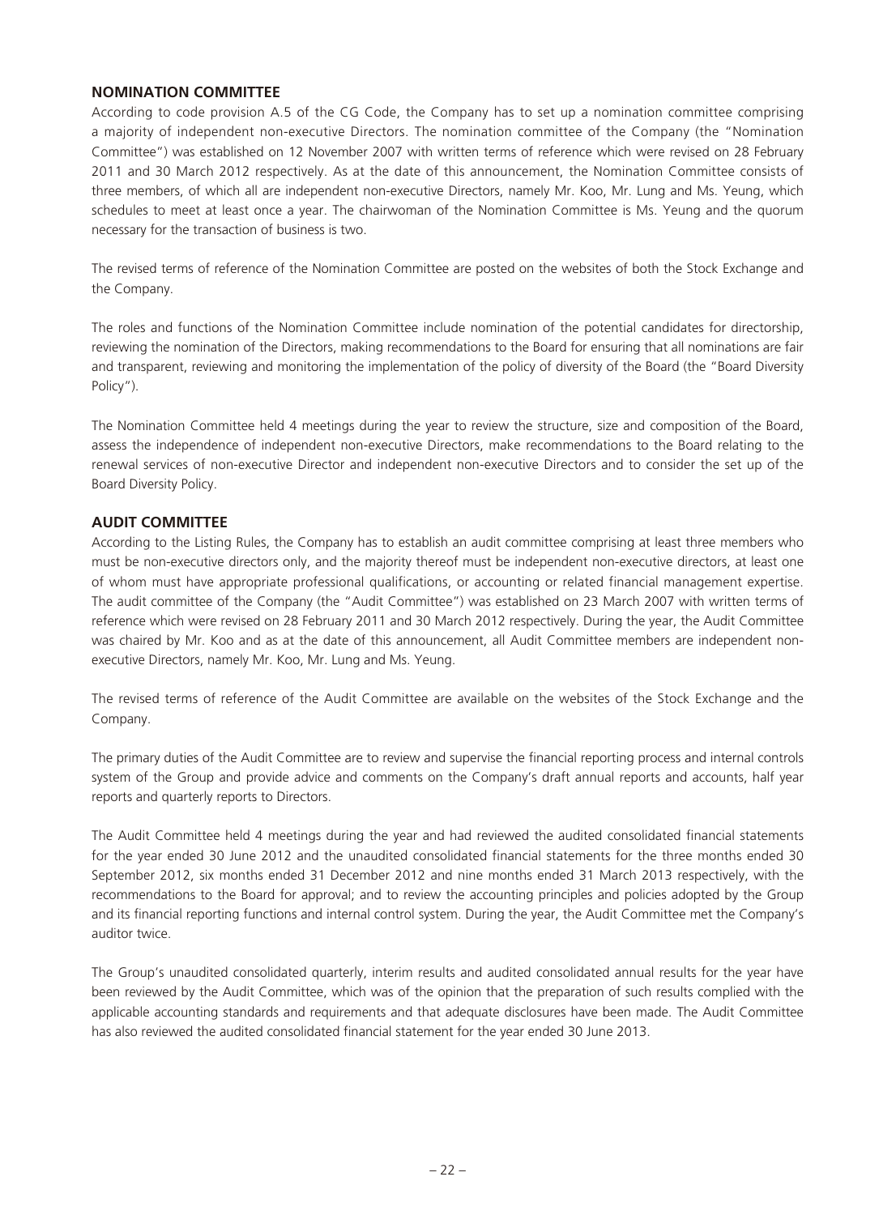## NOMINATION COMMITTEE

According to code provision A.5 of the CG Code, the Company has to set up a nomination committee comprising a majority of independent non-executive Directors. The nomination committee of the Company (the "Nomination Committee") was established on 12 November 2007 with written terms of reference which were revised on 28 February 2011 and 30 March 2012 respectively. As at the date of this announcement, the Nomination Committee consists of three members, of which all are independent non-executive Directors, namely Mr. Koo, Mr. Lung and Ms. Yeung, which schedules to meet at least once a year. The chairwoman of the Nomination Committee is Ms. Yeung and the quorum necessary for the transaction of business is two.

The revised terms of reference of the Nomination Committee are posted on the websites of both the Stock Exchange and the Company.

The roles and functions of the Nomination Committee include nomination of the potential candidates for directorship, reviewing the nomination of the Directors, making recommendations to the Board for ensuring that all nominations are fair and transparent, reviewing and monitoring the implementation of the policy of diversity of the Board (the "Board Diversity Policy").

The Nomination Committee held 4 meetings during the year to review the structure, size and composition of the Board, assess the independence of independent non-executive Directors, make recommendations to the Board relating to the renewal services of non-executive Director and independent non-executive Directors and to consider the set up of the Board Diversity Policy.

## AUDIT COMMITTEE

According to the Listing Rules, the Company has to establish an audit committee comprising at least three members who must be non-executive directors only, and the majority thereof must be independent non-executive directors, at least one of whom must have appropriate professional qualifications, or accounting or related financial management expertise. The audit committee of the Company (the "Audit Committee") was established on 23 March 2007 with written terms of reference which were revised on 28 February 2011 and 30 March 2012 respectively. During the year, the Audit Committee was chaired by Mr. Koo and as at the date of this announcement, all Audit Committee members are independent non-executive Directors, namely Mr. Koo, Mr. Lung and Ms. Yeung.

The revised terms of reference of the Audit Committee are available on the websites of the Stock Exchange and the Company.

The primary duties of the Audit Committee are to review and supervise the financial reporting process and internal controls system of the Group and provide advice and comments on the Company's draft annual reports and accounts, half year reports and quarterly reports to Directors.

The Audit Committee held 4 meetings during the year and had reviewed the audited consolidated financial statements for the year ended 30 June 2012 and the unaudited consolidated financial statements for the three months ended 30 September 2012, six months ended 31 December 2012 and nine months ended 31 March 2013 respectively, with the recommendations to the Board for approval; and to review the accounting principles and policies adopted by the Group and its financial reporting functions and internal control system. During the year, the Audit Committee met the Company's auditor twice.

The Group's unaudited consolidated quarterly, interim results and audited consolidated annual results for the year have been reviewed by the Audit Committee, which was of the opinion that the preparation of such results complied with the applicable accounting standards and requirements and that adequate disclosures have been made. The Audit Committee has also reviewed the audited consolidated financial statement for the year ended 30 June 2013.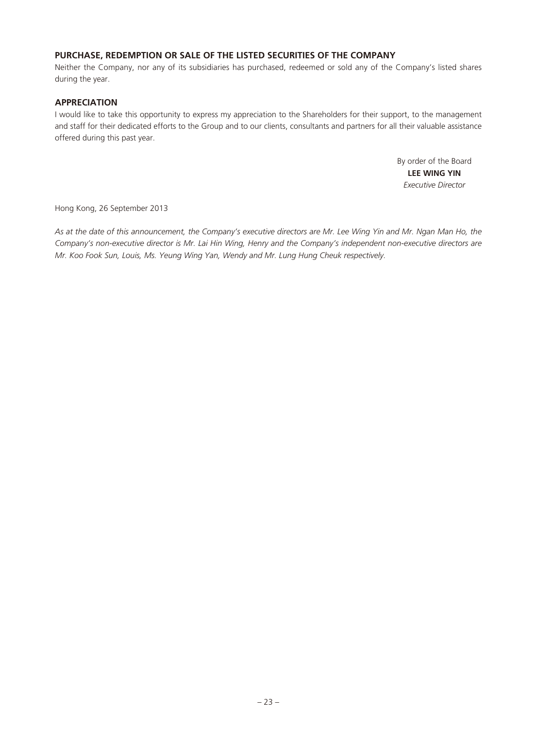## PURCHASE, REDEMPTION OR SALE OF THE LISTED SECURITIES OF THE COMPANY

Neither the Company, nor any of its subsidiaries has purchased, redeemed or sold any of the Company's listed shares during the year.

## APPRECIATION

I would like to take this opportunity to express my appreciation to the Shareholders for their support, to the management and staff for their dedicated efforts to the Group and to our clients, consultants and partners for all their valuable assistance offered during this past year.

By order of the Board
**LEE WING YIN**
*Executive Director*

Hong Kong, 26 September 2013

*As at the date of this announcement, the Company's executive directors are Mr. Lee Wing Yin and Mr. Ngan Man Ho, the Company's non-executive director is Mr. Lai Hin Wing, Henry and the Company's independent non-executive directors are Mr. Koo Fook Sun, Louis, Ms. Yeung Wing Yan, Wendy and Mr. Lung Hung Cheuk respectively.*